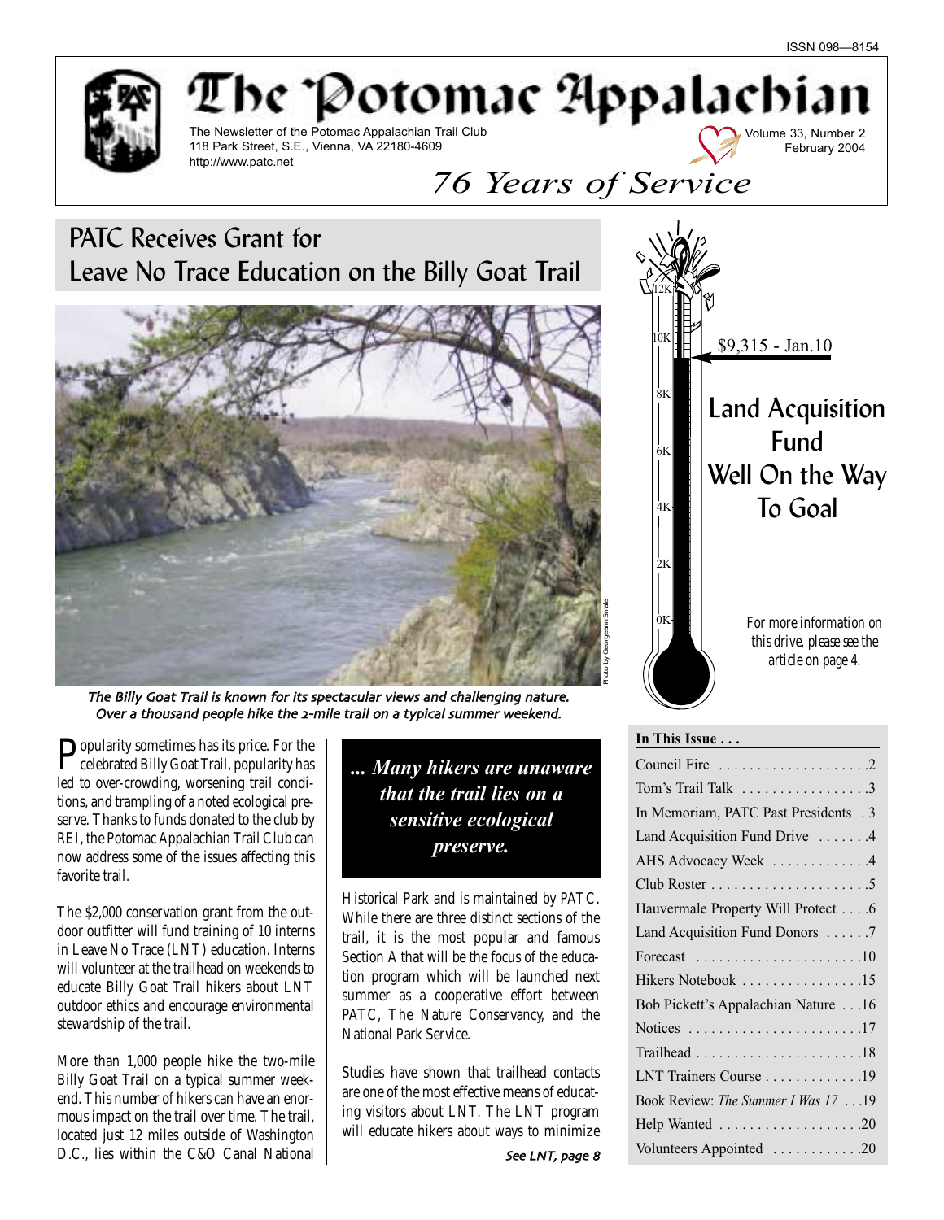ISSN 098—8154

# The Potomac Appalachian

The Newsletter of the Potomac Appalachian Trail Club
118 Park Street, S.E., Vienna, VA 22180-4609
http://www.patc.net

Volume 33, Number 2
February 2004

*76 Years of Service*

## PATC Receives Grant for Leave No Trace Education on the Billy Goat Trail

*The Billy Goat Trail is known for its spectacular views and challenging nature. Over a thousand people hike the 2-mile trail on a typical summer weekend.*

Photo by Georgeann Smale

Popularity sometimes has its price. For the celebrated Billy Goat Trail, popularity has led to over-crowding, worsening trail conditions, and trampling of a noted ecological preserve. Thanks to funds donated to the club by REI, the Potomac Appalachian Trail Club can now address some of the issues affecting this favorite trail.

The $2,000 conservation grant from the outdoor outfitter will fund training of 10 interns in Leave No Trace (LNT) education. Interns will volunteer at the trailhead on weekends to educate Billy Goat Trail hikers about LNT outdoor ethics and encourage environmental stewardship of the trail.

More than 1,000 people hike the two-mile Billy Goat Trail on a typical summer weekend. This number of hikers can have an enormous impact on the trail over time. The trail, located just 12 miles outside of Washington D.C., lies within the C&O Canal National Historical Park and is maintained by PATC. While there are three distinct sections of the trail, it is the most popular and famous Section A that will be the focus of the education program which will be launched next summer as a cooperative effort between PATC, The Nature Conservancy, and the National Park Service.

> ***... Many hikers are unaware that the trail lies on a sensitive ecological preserve.***

Studies have shown that trailhead contacts are one of the most effective means of educating visitors about LNT. The LNT program will educate hikers about ways to minimize

*See LNT, page 8*

## Land Acquisition Fund Well On the Way To Goal

$9,315 - Jan.10

*For more information on this drive, please see the article on page 4.*

**In This Issue . . .**

| | |
|---|---|
| Council Fire | 2 |
| Tom's Trail Talk | 3 |
| In Memoriam, PATC Past Presidents | 3 |
| Land Acquisition Fund Drive | 4 |
| AHS Advocacy Week | 4 |
| Club Roster | 5 |
| Hauvermale Property Will Protect | 6 |
| Land Acquisition Fund Donors | 7 |
| Forecast | 10 |
| Hikers Notebook | 15 |
| Bob Pickett's Appalachian Nature | 16 |
| Notices | 17 |
| Trailhead | 18 |
| LNT Trainers Course | 19 |
| Book Review: *The Summer I Was 17* | 19 |
| Help Wanted | 20 |
| Volunteers Appointed | 20 |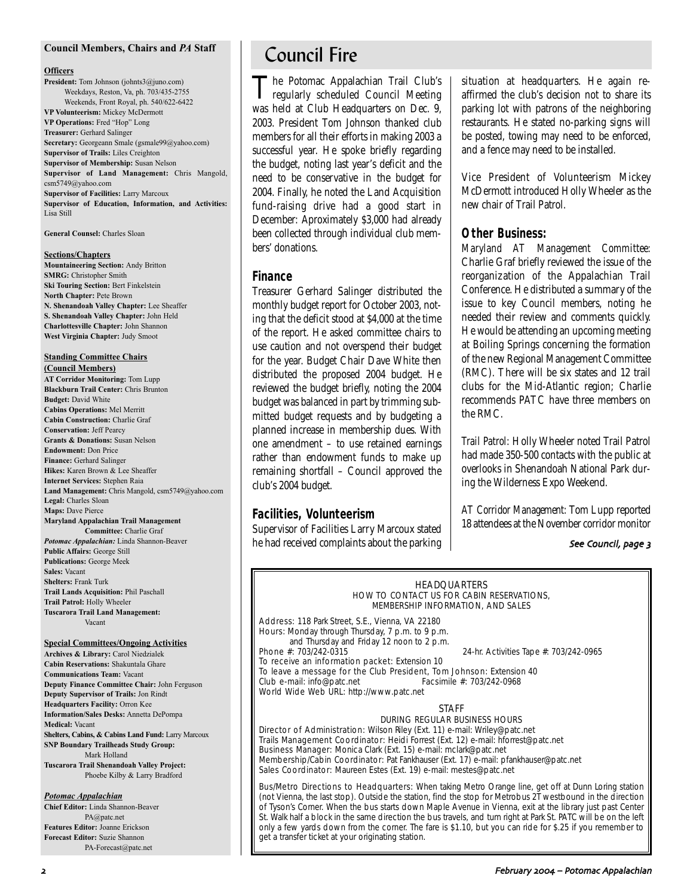## Council Members, Chairs and *PA* Staff

**Officers**

**President:** Tom Johnson (johnts3@juno.com) Weekdays, Reston, Va, ph. 703/435-2755 Weekends, Front Royal, ph. 540/622-6422
**VP Volunteerism:** Mickey McDermott
**VP Operations:** Fred "Hop" Long
**Treasurer:** Gerhard Salinger
**Secretary:** Georgeann Smale (gsmale99@yahoo.com)
**Supervisor of Trails:** Liles Creighton
**Supervisor of Membership:** Susan Nelson
**Supervisor of Land Management:** Chris Mangold, csm5749@yahoo.com
**Supervisor of Facilities:** Larry Marcoux
**Supervisor of Education, Information, and Activities:** Lisa Still

**General Counsel:** Charles Sloan

**Sections/Chapters**

**Mountaineering Section:** Andy Britton
**SMRG:** Christopher Smith
**Ski Touring Section:** Bert Finkelstein
**North Chapter:** Pete Brown
**N. Shenandoah Valley Chapter:** Lee Sheaffer
**S. Shenandoah Valley Chapter:** John Held
**Charlottesville Chapter:** John Shannon
**West Virginia Chapter:** Judy Smoot

**Standing Committee Chairs (Council Members)**

**AT Corridor Monitoring:** Tom Lupp
**Blackburn Trail Center:** Chris Brunton
**Budget:** David White
**Cabins Operations:** Mel Merritt
**Cabin Construction:** Charlie Graf
**Conservation:** Jeff Pearcy
**Grants & Donations:** Susan Nelson
**Endowment:** Don Price
**Finance:** Gerhard Salinger
**Hikes:** Karen Brown & Lee Sheaffer
**Internet Services:** Stephen Raia
**Land Management:** Chris Mangold, csm5749@yahoo.com
**Legal:** Charles Sloan
**Maps:** Dave Pierce
**Maryland Appalachian Trail Management Committee:** Charlie Graf
***Potomac Appalachian:*** Linda Shannon-Beaver
**Public Affairs:** George Still
**Publications:** George Meek
**Sales:** Vacant
**Shelters:** Frank Turk
**Trail Lands Acquisition:** Phil Paschall
**Trail Patrol:** Holly Wheeler
**Tuscarora Trail Land Management:** Vacant

**Special Committees/Ongoing Activities**

**Archives & Library:** Carol Niedzialek
**Cabin Reservations:** Shakuntala Ghare
**Communications Team:** Vacant
**Deputy Finance Committee Chair:** John Ferguson
**Deputy Supervisor of Trails:** Jon Rindt
**Headquarters Facility:** Orron Kee
**Information/Sales Desks:** Annetta DePompa
**Medical:** Vacant
**Shelters, Cabins, & Cabins Land Fund:** Larry Marcoux
**SNP Boundary Trailheads Study Group:** Mark Holland
**Tuscarora Trail Shenandoah Valley Project:** Phoebe Kilby & Larry Bradford

***Potomac Appalachian***

**Chief Editor:** Linda Shannon-Beaver PA@patc.net
**Features Editor:** Joanne Erickson
**Forecast Editor:** Suzie Shannon PA-Forecast@patc.net

# Council Fire

The Potomac Appalachian Trail Club's regularly scheduled Council Meeting was held at Club Headquarters on Dec. 9, 2003. President Tom Johnson thanked club members for all their efforts in making 2003 a successful year. He spoke briefly regarding the budget, noting last year's deficit and the need to be conservative in the budget for 2004. Finally, he noted the Land Acquisition fund-raising drive had a good start in December: Aproximately $3,000 had already been collected through individual club members' donations.

### Finance

Treasurer Gerhard Salinger distributed the monthly budget report for October 2003, noting that the deficit stood at $4,000 at the time of the report. He asked committee chairs to use caution and not overspend their budget for the year. Budget Chair Dave White then distributed the proposed 2004 budget. He reviewed the budget briefly, noting the 2004 budget was balanced in part by trimming submitted budget requests and by budgeting a planned increase in membership dues. With one amendment – to use retained earnings rather than endowment funds to make up remaining shortfall – Council approved the club's 2004 budget.

### Facilities, Volunteerism

Supervisor of Facilities Larry Marcoux stated he had received complaints about the parking situation at headquarters. He again reaffirmed the club's decision not to share its parking lot with patrons of the neighboring restaurants. He stated no-parking signs will be posted, towing may need to be enforced, and a fence may need to be installed.

Vice President of Volunteerism Mickey McDermott introduced Holly Wheeler as the new chair of Trail Patrol.

### Other Business:

*Maryland AT Management Committee:* Charlie Graf briefly reviewed the issue of the reorganization of the Appalachian Trail Conference. He distributed a summary of the issue to key Council members, noting he needed their review and comments quickly. He would be attending an upcoming meeting at Boiling Springs concerning the formation of the new Regional Management Committee (RMC). There will be six states and 12 trail clubs for the Mid-Atlantic region; Charlie recommends PATC have three members on the RMC.

*Trail Patrol:* Holly Wheeler noted Trail Patrol had made 350-500 contacts with the public at overlooks in Shenandoah National Park during the Wilderness Expo Weekend.

*AT Corridor Management:* Tom Lupp reported 18 attendees at the November corridor monitor

*See Council, page 3*

---

HEADQUARTERS
HOW TO CONTACT US FOR CABIN RESERVATIONS, MEMBERSHIP INFORMATION, AND SALES

Address: 118 Park Street, S.E., Vienna, VA 22180
Hours: Monday through Thursday, 7 p.m. to 9 p.m. and Thursday and Friday 12 noon to 2 p.m.
Phone #: 703/242-0315 — 24-hr. Activities Tape #: 703/242-0965
To receive an information packet: Extension 10
To leave a message for the Club President, Tom Johnson: Extension 40
Club e-mail: info@patc.net — Facsimile #: 703/242-0968
World Wide Web URL: http://www.patc.net

STAFF
DURING REGULAR BUSINESS HOURS

Director of Administration: Wilson Riley (Ext. 11) e-mail: Wriley@patc.net
Trails Management Coordinator: Heidi Forrest (Ext. 12) e-mail: hforrest@patc.net
Business Manager: Monica Clark (Ext. 15) e-mail: mclark@patc.net
Membership/Cabin Coordinator: Pat Fankhauser (Ext. 17) e-mail: pfankhauser@patc.net
Sales Coordinator: Maureen Estes (Ext. 19) e-mail: mestes@patc.net

Bus/Metro Directions to Headquarters: When taking Metro Orange line, get off at Dunn Loring station (not Vienna, the last stop). Outside the station, find the stop for Metrobus 2T westbound in the direction of Tyson's Corner. When the bus starts down Maple Avenue in Vienna, exit at the library just past Center St. Walk half a block in the same direction the bus travels, and turn right at Park St. PATC will be on the left only a few yards down from the corner. The fare is $1.10, but you can ride for $.25 if you remember to get a transfer ticket at your originating station.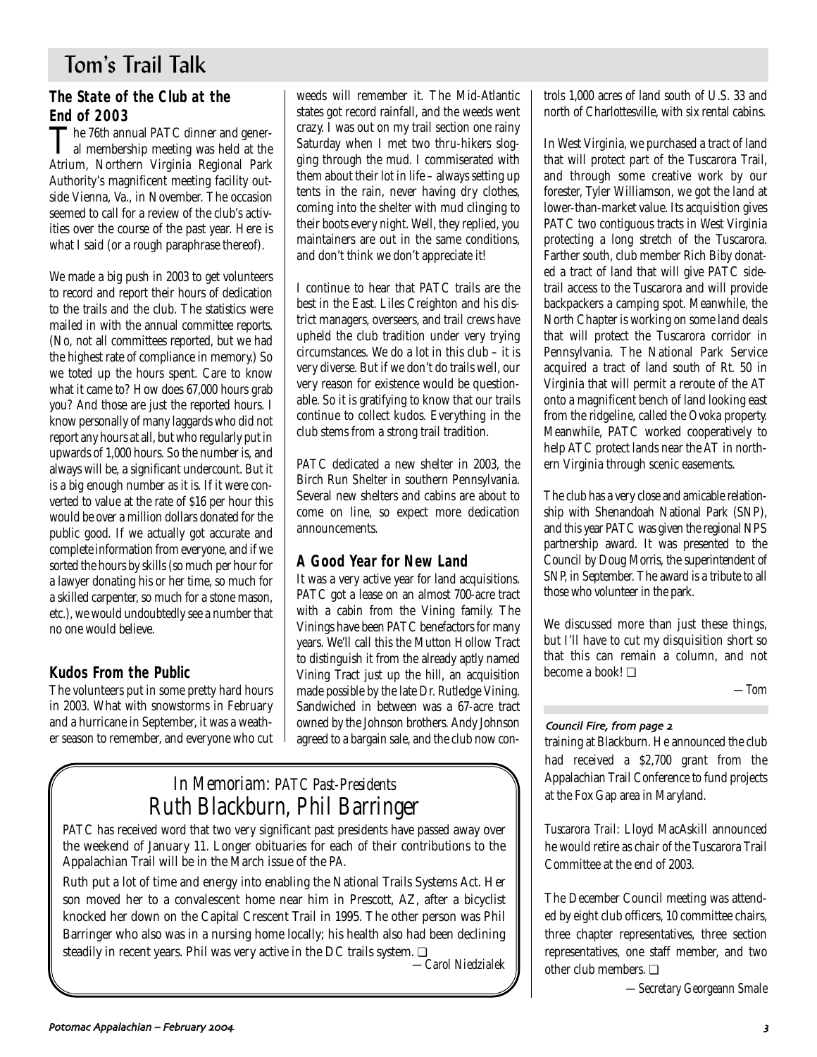# Tom's Trail Talk

### The State of the Club at the End of 2003

The 76th annual PATC dinner and general membership meeting was held at the Atrium, Northern Virginia Regional Park Authority's magnificent meeting facility outside Vienna, Va., in November. The occasion seemed to call for a review of the club's activities over the course of the past year. Here is what I said (or a rough paraphrase thereof).

We made a big push in 2003 to get volunteers to record and report their hours of dedication to the trails and the club. The statistics were mailed in with the annual committee reports. (No, not all committees reported, but we had the highest rate of compliance in memory.) So we toted up the hours spent. Care to know what it came to? How does 67,000 hours grab you? And those are just the reported hours. I know personally of many laggards who did not report any hours at all, but who regularly put in upwards of 1,000 hours. So the number is, and always will be, a significant undercount. But it is a big enough number as it is. If it were converted to value at the rate of $16 per hour this would be over a million dollars donated for the public good. If we actually got accurate and complete information from everyone, and if we sorted the hours by skills (so much per hour for a lawyer donating his or her time, so much for a skilled carpenter, so much for a stone mason, etc.), we would undoubtedly see a number that no one would believe.

### Kudos From the Public

The volunteers put in some pretty hard hours in 2003. What with snowstorms in February and a hurricane in September, it was a weather season to remember, and everyone who cut weeds will remember it. The Mid-Atlantic states got record rainfall, and the weeds went crazy. I was out on my trail section one rainy Saturday when I met two thru-hikers slogging through the mud. I commiserated with them about their lot in life – always setting up tents in the rain, never having dry clothes, coming into the shelter with mud clinging to their boots every night. Well, they replied, you maintainers are out in the same conditions, and don't think we don't appreciate it!

I continue to hear that PATC trails are the best in the East. Liles Creighton and his district managers, overseers, and trail crews have upheld the club tradition under very trying circumstances. We do a lot in this club – it is very diverse. But if we don't do trails well, our very reason for existence would be questionable. So it is gratifying to know that our trails continue to collect kudos. Everything in the club stems from a strong trail tradition.

PATC dedicated a new shelter in 2003, the Birch Run Shelter in southern Pennsylvania. Several new shelters and cabins are about to come on line, so expect more dedication announcements.

### A Good Year for New Land

It was a very active year for land acquisitions. PATC got a lease on an almost 700-acre tract with a cabin from the Vining family. The Vinings have been PATC benefactors for many years. We'll call this the Mutton Hollow Tract to distinguish it from the already aptly named Vining Tract just up the hill, an acquisition made possible by the late Dr. Rutledge Vining. Sandwiched in between was a 67-acre tract owned by the Johnson brothers. Andy Johnson agreed to a bargain sale, and the club now controls 1,000 acres of land south of U.S. 33 and north of Charlottesville, with six rental cabins.

In West Virginia, we purchased a tract of land that will protect part of the Tuscarora Trail, and through some creative work by our forester, Tyler Williamson, we got the land at lower-than-market value. Its acquisition gives PATC two contiguous tracts in West Virginia protecting a long stretch of the Tuscarora. Farther south, club member Rich Biby donated a tract of land that will give PATC side-trail access to the Tuscarora and will provide backpackers a camping spot. Meanwhile, the North Chapter is working on some land deals that will protect the Tuscarora corridor in Pennsylvania. The National Park Service acquired a tract of land south of Rt. 50 in Virginia that will permit a reroute of the AT onto a magnificent bench of land looking east from the ridgeline, called the Ovoka property. Meanwhile, PATC worked cooperatively to help ATC protect lands near the AT in northern Virginia through scenic easements.

The club has a very close and amicable relationship with Shenandoah National Park (SNP), and this year PATC was given the regional NPS partnership award. It was presented to the Council by Doug Morris, the superintendent of SNP, in September. The award is a tribute to all those who volunteer in the park.

We discussed more than just these things, but I'll have to cut my disquisition short so that this can remain a column, and not become a book! ❑

*—Tom*

## In Memoriam: PATC Past-Presidents Ruth Blackburn, Phil Barringer

PATC has received word that two very significant past presidents have passed away over the weekend of January 11. Longer obituaries for each of their contributions to the Appalachian Trail will be in the March issue of the *PA*.

Ruth put a lot of time and energy into enabling the National Trails Systems Act. Her son moved her to a convalescent home near him in Prescott, AZ, after a bicyclist knocked her down on the Capital Crescent Trail in 1995. The other person was Phil Barringer who also was in a nursing home locally; his health also had been declining steadily in recent years. Phil was very active in the DC trails system. ❑

*—Carol Niedzialek*

***Council Fire, from page 2***

training at Blackburn. He announced the club had received a $2,700 grant from the Appalachian Trail Conference to fund projects at the Fox Gap area in Maryland.

*Tuscarora Trail:* Lloyd MacAskill announced he would retire as chair of the Tuscarora Trail Committee at the end of 2003.

The December Council meeting was attended by eight club officers, 10 committee chairs, three chapter representatives, three section representatives, one staff member, and two other club members. ❑

*—Secretary Georgeann Smale*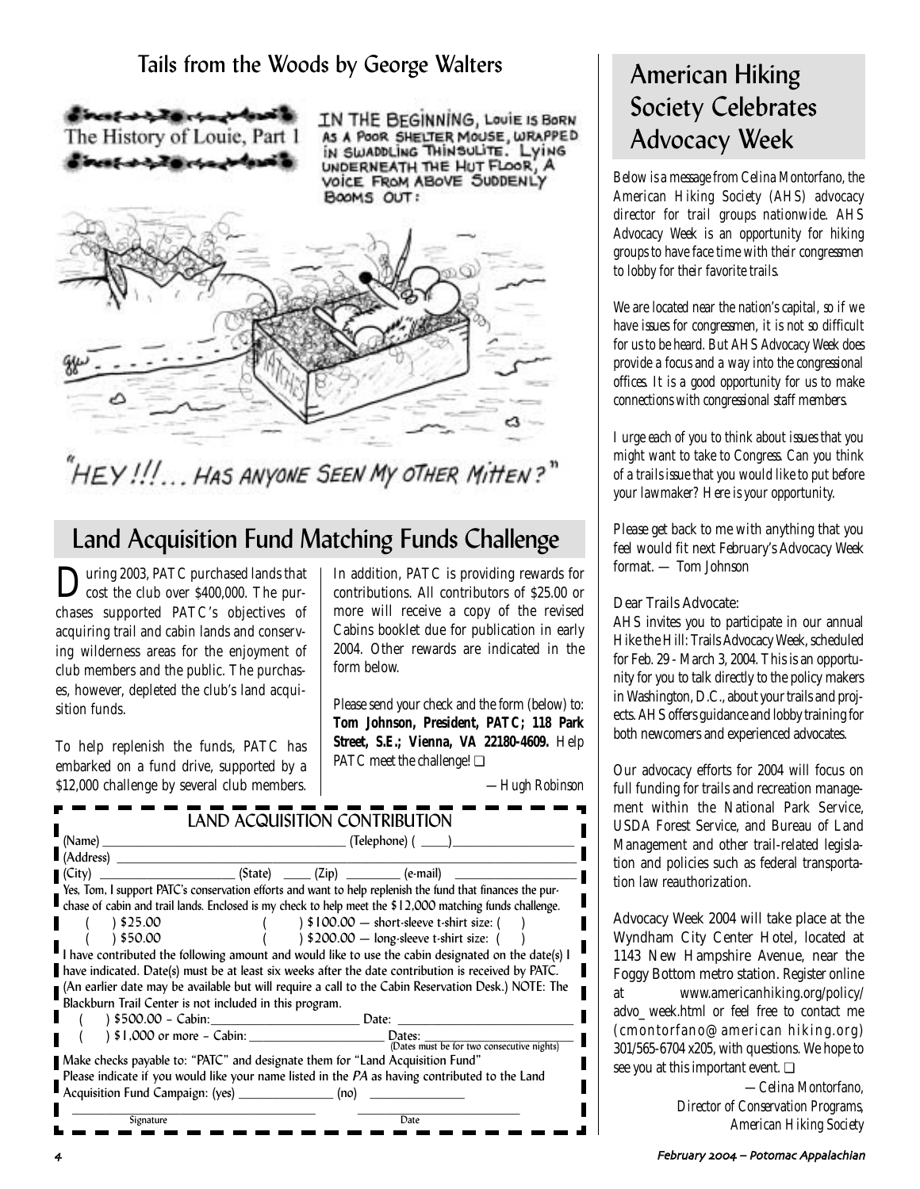## Tails from the Woods by George Walters

The History of Louie, Part 1

IN THE BEGINNING, LOUIE IS BORN AS A POOR SHELTER MOUSE, WRAPPED IN SWADDLING THINSULITE. LYING UNDERNEATH THE HUT FLOOR, A VOICE FROM ABOVE SUDDENLY BOOMS OUT:

"HEY!!!... HAS ANYONE SEEN MY OTHER MITTEN?"

## Land Acquisition Fund Matching Funds Challenge

During 2003, PATC purchased lands that cost the club over $400,000. The purchases supported PATC's objectives of acquiring trail and cabin lands and conserving wilderness areas for the enjoyment of club members and the public. The purchases, however, depleted the club's land acquisition funds.

To help replenish the funds, PATC has embarked on a fund drive, supported by a $12,000 challenge by several club members. In addition, PATC is providing rewards for contributions. All contributors of $25.00 or more will receive a copy of the revised Cabins booklet due for publication in early 2004. Other rewards are indicated in the form below.

Please send your check and the form (below) to: **Tom Johnson, President, PATC; 118 Park Street, S.E.; Vienna, VA 22180-4609.** Help PATC meet the challenge! ❑

—Hugh Robinson

### LAND ACQUISITION CONTRIBUTION

(Name) ______________________ (Telephone) ( ____)______________

(Address) ______________________

(City) ______________ (State) ____ (Zip) ________ (e-mail) ______________

Yes, Tom, I support PATC's conservation efforts and want to help replenish the fund that finances the purchase of cabin and trail lands. Enclosed is my check to help meet the $12,000 matching funds challenge.

( ) $25.00 ( ) $100.00 — short-sleeve t-shirt size: ( )

( ) $50.00 ( ) $200.00 — long-sleeve t-shirt size: ( )

I have contributed the following amount and would like to use the cabin designated on the date(s) I have indicated. Date(s) must be at least six weeks after the date contribution is received by PATC. (An earlier date may be available but will require a call to the Cabin Reservation Desk.) NOTE: The Blackburn Trail Center is not included in this program.

( ) $500.00 – Cabin:______________ Date: ______________

( ) $1,000 or more – Cabin: ______________ Dates: ______________ (Dates must be for two consecutive nights)

Make checks payable to: "PATC" and designate them for "Land Acquisition Fund"

Please indicate if you would like your name listed in the *PA* as having contributed to the Land Acquisition Fund Campaign: (yes) ________ (no) ________

______________________ Signature ______________ Date

## American Hiking Society Celebrates Advocacy Week

*Below is a message from Celina Montorfano, the American Hiking Society (AHS) advocacy director for trail groups nationwide. AHS Advocacy Week is an opportunity for hiking groups to have face time with their congressmen to lobby for their favorite trails.*

*We are located near the nation's capital, so if we have issues for congressmen, it is not so difficult for us to be heard. But AHS Advocacy Week does provide a focus and a way into the congressional offices. It is a good opportunity for us to make connections with congressional staff members.*

*I urge each of you to think about issues that you might want to take to Congress. Can you think of a trails issue that you would like to put before your lawmaker? Here is your opportunity.*

*Please get back to me with anything that you feel would fit next February's Advocacy Week format. — Tom Johnson*

Dear Trails Advocate:

AHS invites you to participate in our annual Hike the Hill: Trails Advocacy Week, scheduled for Feb. 29 - March 3, 2004. This is an opportunity for you to talk directly to the policy makers in Washington, D.C., about your trails and projects. AHS offers guidance and lobby training for both newcomers and experienced advocates.

Our advocacy efforts for 2004 will focus on full funding for trails and recreation management within the National Park Service, USDA Forest Service, and Bureau of Land Management and other trail-related legislation and policies such as federal transportation law reauthorization.

Advocacy Week 2004 will take place at the Wyndham City Center Hotel, located at 1143 New Hampshire Avenue, near the Foggy Bottom metro station. Register online at www.americanhiking.org/policy/advo_week.html or feel free to contact me (cmontorfano@americanhiking.org) 301/565-6704 x205, with questions. We hope to see you at this important event. ❑

*—Celina Montorfano, Director of Conservation Programs, American Hiking Society*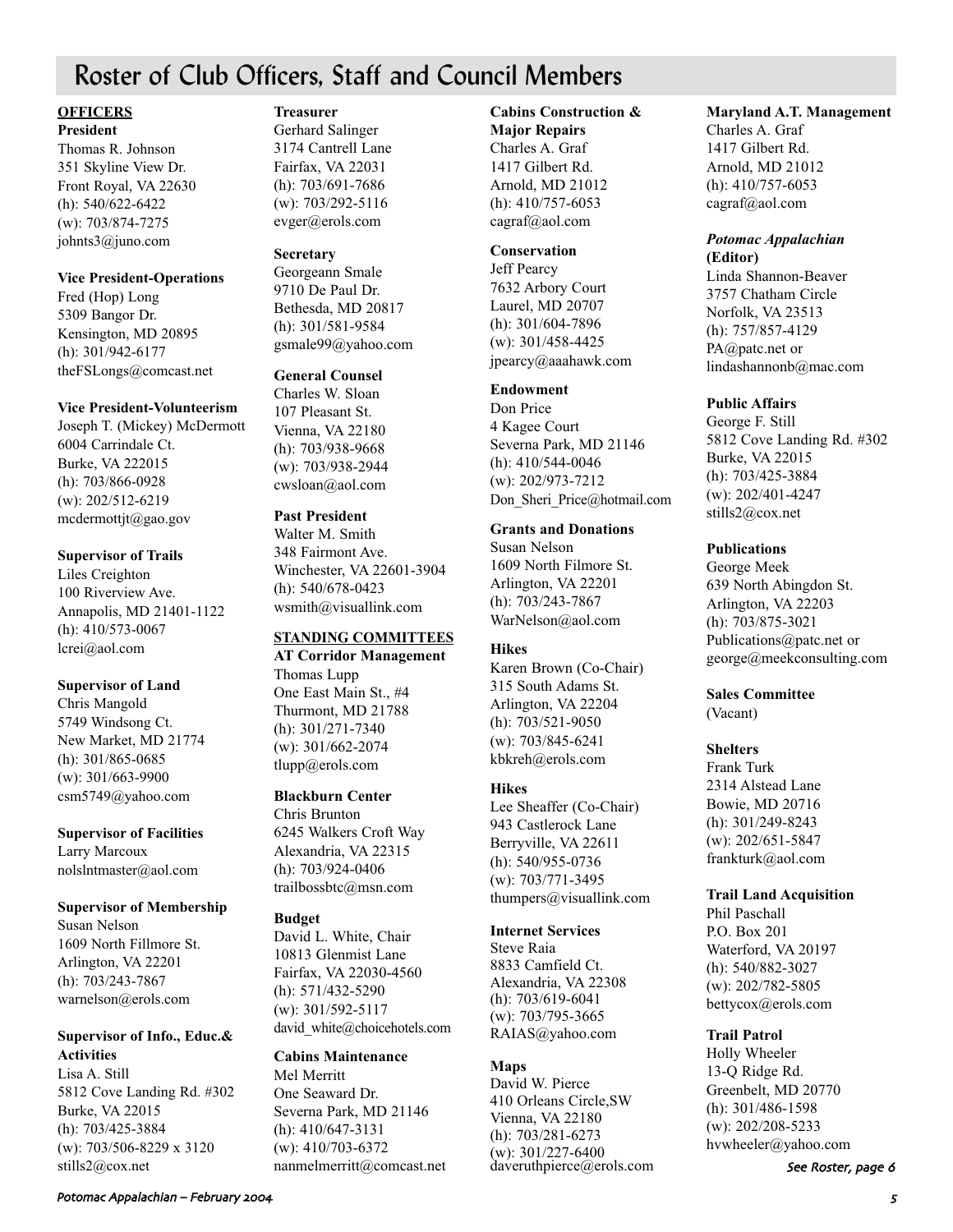# Roster of Club Officers, Staff and Council Members

## OFFICERS

**President**
Thomas R. Johnson
351 Skyline View Dr.
Front Royal, VA 22630
(h): 540/622-6422
(w): 703/874-7275
johnts3@juno.com

**Vice President-Operations**
Fred (Hop) Long
5309 Bangor Dr.
Kensington, MD 20895
(h): 301/942-6177
theFSLongs@comcast.net

**Vice President-Volunteerism**
Joseph T. (Mickey) McDermott
6004 Carrindale Ct.
Burke, VA 222015
(h): 703/866-0928
(w): 202/512-6219
mcdermottjt@gao.gov

**Supervisor of Trails**
Liles Creighton
100 Riverview Ave.
Annapolis, MD 21401-1122
(h): 410/573-0067
lcrei@aol.com

**Supervisor of Land**
Chris Mangold
5749 Windsong Ct.
New Market, MD 21774
(h): 301/865-0685
(w): 301/663-9900
csm5749@yahoo.com

**Supervisor of Facilities**
Larry Marcoux
nolslntmaster@aol.com

**Supervisor of Membership**
Susan Nelson
1609 North Fillmore St.
Arlington, VA 22201
(h): 703/243-7867
warnelson@erols.com

**Supervisor of Info., Educ.& Activities**
Lisa A. Still
5812 Cove Landing Rd. #302
Burke, VA 22015
(h): 703/425-3884
(w): 703/506-8229 x 3120
stills2@cox.net

**Treasurer**
Gerhard Salinger
3174 Cantrell Lane
Fairfax, VA 22031
(h): 703/691-7686
(w): 703/292-5116
evger@erols.com

**Secretary**
Georgeann Smale
9710 De Paul Dr.
Bethesda, MD 20817
(h): 301/581-9584
gsmale99@yahoo.com

**General Counsel**
Charles W. Sloan
107 Pleasant St.
Vienna, VA 22180
(h): 703/938-9668
(w): 703/938-2944
cwsloan@aol.com

**Past President**
Walter M. Smith
348 Fairmont Ave.
Winchester, VA 22601-3904
(h): 540/678-0423
wsmith@visuallink.com

## STANDING COMMITTEES

**AT Corridor Management**
Thomas Lupp
One East Main St., #4
Thurmont, MD 21788
(h): 301/271-7340
(w): 301/662-2074
tlupp@erols.com

**Blackburn Center**
Chris Brunton
6245 Walkers Croft Way
Alexandria, VA 22315
(h): 703/924-0406
trailbossbtc@msn.com

**Budget**
David L. White, Chair
10813 Glenmist Lane
Fairfax, VA 22030-4560
(h): 571/432-5290
(w): 301/592-5117
david_white@choicehotels.com

**Cabins Maintenance**
Mel Merritt
One Seaward Dr.
Severna Park, MD 21146
(h): 410/647-3131
(w): 410/703-6372
nanmelmerritt@comcast.net

**Cabins Construction & Major Repairs**
Charles A. Graf
1417 Gilbert Rd.
Arnold, MD 21012
(h): 410/757-6053
cagraf@aol.com

**Conservation**
Jeff Pearcy
7632 Arbory Court
Laurel, MD 20707
(h): 301/604-7896
(w): 301/458-4425
jpearcy@aaahawk.com

**Endowment**
Don Price
4 Kagee Court
Severna Park, MD 21146
(h): 410/544-0046
(w): 202/973-7212
Don_Sheri_Price@hotmail.com

**Grants and Donations**
Susan Nelson
1609 North Filmore St.
Arlington, VA 22201
(h): 703/243-7867
WarNelson@aol.com

**Hikes**
Karen Brown (Co-Chair)
315 South Adams St.
Arlington, VA 22204
(h): 703/521-9050
(w): 703/845-6241
kbkreh@erols.com

**Hikes**
Lee Sheaffer (Co-Chair)
943 Castlerock Lane
Berryville, VA 22611
(h): 540/955-0736
(w): 703/771-3495
thumpers@visuallink.com

**Internet Services**
Steve Raia
8833 Camfield Ct.
Alexandria, VA 22308
(h): 703/619-6041
(w): 703/795-3665
RAIAS@yahoo.com

**Maps**
David W. Pierce
410 Orleans Circle,SW
Vienna, VA 22180
(h): 703/281-6273
(w): 301/227-6400
daveruthpierce@erols.com

**Maryland A.T. Management**
Charles A. Graf
1417 Gilbert Rd.
Arnold, MD 21012
(h): 410/757-6053
cagraf@aol.com

***Potomac Appalachian* (Editor)**
Linda Shannon-Beaver
3757 Chatham Circle
Norfolk, VA 23513
(h): 757/857-4129
PA@patc.net or
lindashannonb@mac.com

**Public Affairs**
George F. Still
5812 Cove Landing Rd. #302
Burke, VA 22015
(h): 703/425-3884
(w): 202/401-4247
stills2@cox.net

**Publications**
George Meek
639 North Abingdon St.
Arlington, VA 22203
(h): 703/875-3021
Publications@patc.net or
george@meekconsulting.com

**Sales Committee**
(Vacant)

**Shelters**
Frank Turk
2314 Alstead Lane
Bowie, MD 20716
(h): 301/249-8243
(w): 202/651-5847
frankturk@aol.com

**Trail Land Acquisition**
Phil Paschall
P.O. Box 201
Waterford, VA 20197
(h): 540/882-3027
(w): 202/782-5805
bettycox@erols.com

**Trail Patrol**
Holly Wheeler
13-Q Ridge Rd.
Greenbelt, MD 20770
(h): 301/486-1598
(w): 202/208-5233
hvwheeler@yahoo.com

*See Roster, page 6*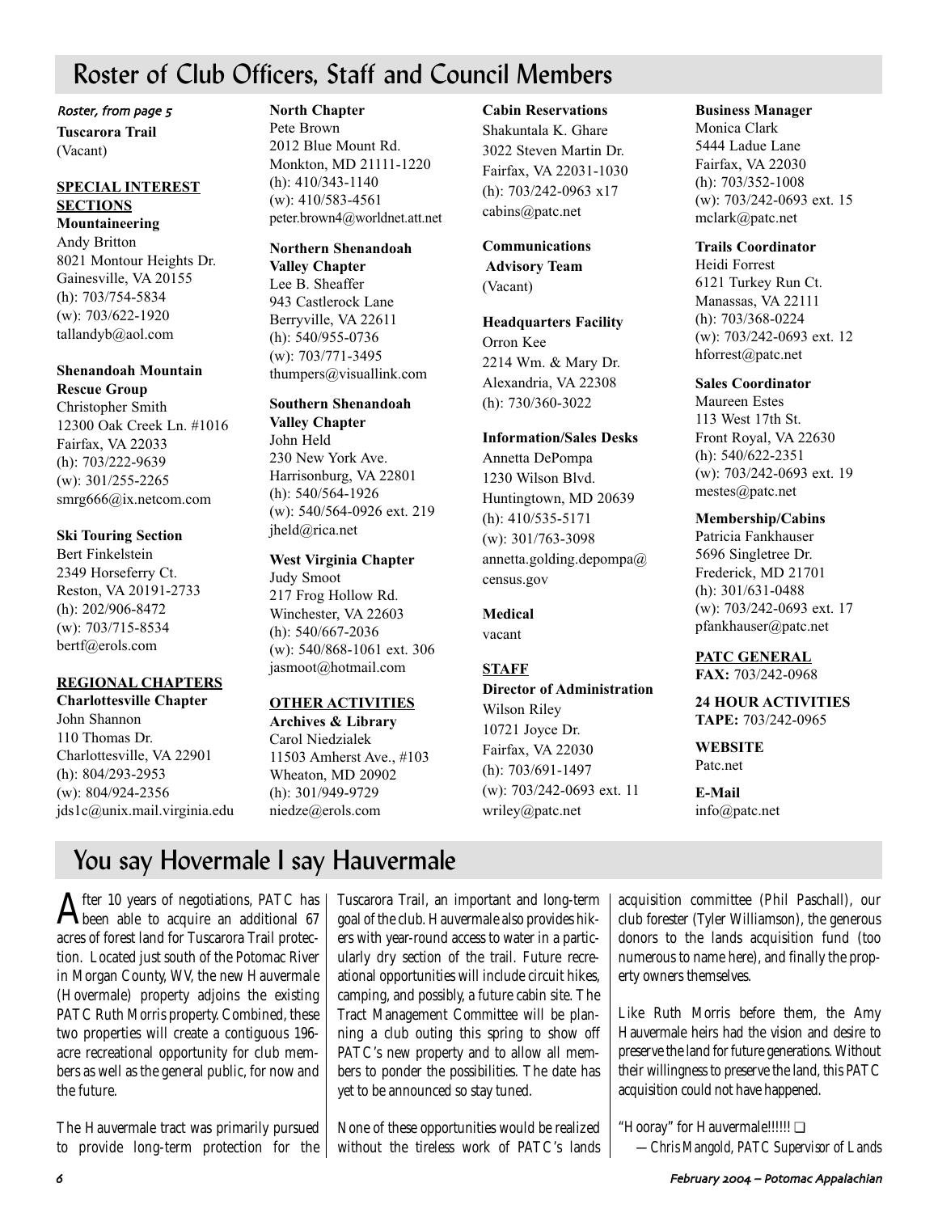## Roster of Club Officers, Staff and Council Members

*Roster, from page 5*

**Tuscarora Trail**
(Vacant)

**SPECIAL INTEREST SECTIONS**

**Mountaineering**
Andy Britton
8021 Montour Heights Dr.
Gainesville, VA 20155
(h): 703/754-5834
(w): 703/622-1920
tallandyb@aol.com

**Shenandoah Mountain Rescue Group**
Christopher Smith
12300 Oak Creek Ln. #1016
Fairfax, VA 22033
(h): 703/222-9639
(w): 301/255-2265
smrg666@ix.netcom.com

**Ski Touring Section**
Bert Finkelstein
2349 Horseferry Ct.
Reston, VA 20191-2733
(h): 202/906-8472
(w): 703/715-8534
bertf@erols.com

**REGIONAL CHAPTERS**

**Charlottesville Chapter**
John Shannon
110 Thomas Dr.
Charlottesville, VA 22901
(h): 804/293-2953
(w): 804/924-2356
jds1c@unix.mail.virginia.edu

**North Chapter**
Pete Brown
2012 Blue Mount Rd.
Monkton, MD 21111-1220
(h): 410/343-1140
(w): 410/583-4561
peter.brown4@worldnet.att.net

**Northern Shenandoah Valley Chapter**
Lee B. Sheaffer
943 Castlerock Lane
Berryville, VA 22611
(h): 540/955-0736
(w): 703/771-3495
thumpers@visuallink.com

**Southern Shenandoah Valley Chapter**
John Held
230 New York Ave.
Harrisonburg, VA 22801
(h): 540/564-1926
(w): 540/564-0926 ext. 219
jheld@rica.net

**West Virginia Chapter**
Judy Smoot
217 Frog Hollow Rd.
Winchester, VA 22603
(h): 540/667-2036
(w): 540/868-1061 ext. 306
jasmoot@hotmail.com

**OTHER ACTIVITIES**

**Archives & Library**
Carol Niedzialek
11503 Amherst Ave., #103
Wheaton, MD 20902
(h): 301/949-9729
niedze@erols.com

**Cabin Reservations**
Shakuntala K. Ghare
3022 Steven Martin Dr.
Fairfax, VA 22031-1030
(h): 703/242-0963 x17
cabins@patc.net

**Communications Advisory Team**
(Vacant)

**Headquarters Facility**
Orron Kee
2214 Wm. & Mary Dr.
Alexandria, VA 22308
(h): 730/360-3022

**Information/Sales Desks**
Annetta DePompa
1230 Wilson Blvd.
Huntingtown, MD 20639
(h): 410/535-5171
(w): 301/763-3098
annetta.golding.depompa@census.gov

**Medical**
vacant

**STAFF**

**Director of Administration**
Wilson Riley
10721 Joyce Dr.
Fairfax, VA 22030
(h): 703/691-1497
(w): 703/242-0693 ext. 11
wriley@patc.net

**Business Manager**
Monica Clark
5444 Ladue Lane
Fairfax, VA 22030
(h): 703/352-1008
(w): 703/242-0693 ext. 15
mclark@patc.net

**Trails Coordinator**
Heidi Forrest
6121 Turkey Run Ct.
Manassas, VA 22111
(h): 703/368-0224
(w): 703/242-0693 ext. 12
hforrest@patc.net

**Sales Coordinator**
Maureen Estes
113 West 17th St.
Front Royal, VA 22630
(h): 540/622-2351
(w): 703/242-0693 ext. 19
mestes@patc.net

**Membership/Cabins**
Patricia Fankhauser
5696 Singletree Dr.
Frederick, MD 21701
(h): 301/631-0488
(w): 703/242-0693 ext. 17
pfankhauser@patc.net

**PATC GENERAL**
**FAX:** 703/242-0968

**24 HOUR ACTIVITIES TAPE:** 703/242-0965

**WEBSITE**
Patc.net

**E-Mail**
info@patc.net

## You say Hovermale I say Hauvermale

After 10 years of negotiations, PATC has been able to acquire an additional 67 acres of forest land for Tuscarora Trail protection. Located just south of the Potomac River in Morgan County, WV, the new Hauvermale (Hovermale) property adjoins the existing PATC Ruth Morris property. Combined, these two properties will create a contiguous 196-acre recreational opportunity for club members as well as the general public, for now and the future.

The Hauvermale tract was primarily pursued to provide long-term protection for the Tuscarora Trail, an important and long-term goal of the club. Hauvermale also provides hikers with year-round access to water in a particularly dry section of the trail. Future recreational opportunities will include circuit hikes, camping, and possibly, a future cabin site. The Tract Management Committee will be planning a club outing this spring to show off PATC's new property and to allow all members to ponder the possibilities. The date has yet to be announced so stay tuned.

None of these opportunities would be realized without the tireless work of PATC's lands acquisition committee (Phil Paschall), our club forester (Tyler Williamson), the generous donors to the lands acquisition fund (too numerous to name here), and finally the property owners themselves.

Like Ruth Morris before them, the Amy Hauvermale heirs had the vision and desire to preserve the land for future generations. Without their willingness to preserve the land, this PATC acquisition could not have happened.

"Hooray" for Hauvermale!!!!! ❑

*—Chris Mangold, PATC Supervisor of Lands*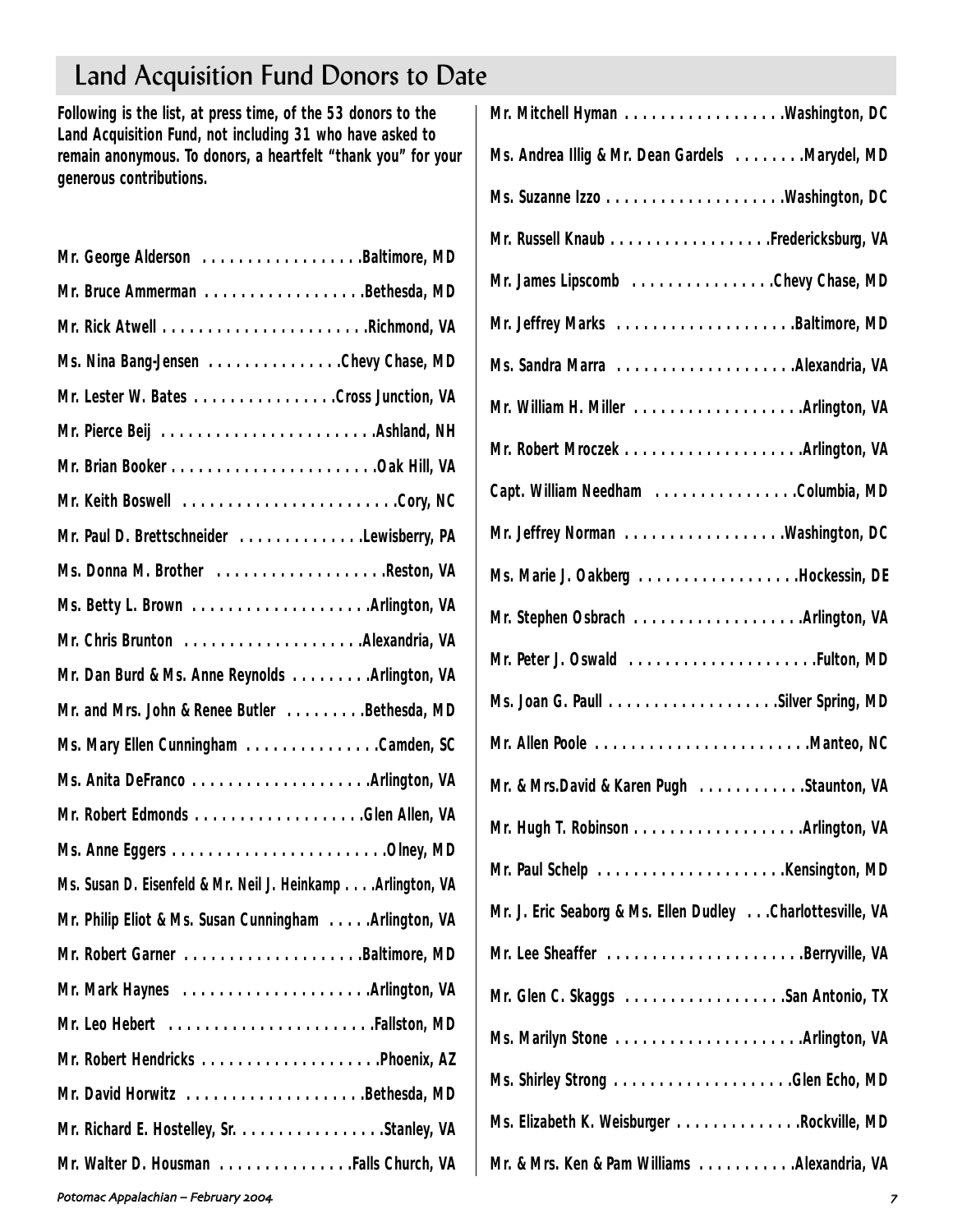## Land Acquisition Fund Donors to Date

**Following is the list, at press time, of the 53 donors to the Land Acquisition Fund, not including 31 who have asked to remain anonymous. To donors, a heartfelt "thank you" for your generous contributions.**

- Mr. George Alderson . . . . . . . . . . . . . . . . . .Baltimore, MD
- Mr. Bruce Ammerman . . . . . . . . . . . . . . . . . .Bethesda, MD
- Mr. Rick Atwell . . . . . . . . . . . . . . . . . . . . . . .Richmond, VA
- Ms. Nina Bang-Jensen . . . . . . . . . . . . . . .Chevy Chase, MD
- Mr. Lester W. Bates . . . . . . . . . . . . . . . .Cross Junction, VA
- Mr. Pierce Beij . . . . . . . . . . . . . . . . . . . . . . . .Ashland, NH
- Mr. Brian Booker . . . . . . . . . . . . . . . . . . . . . . .Oak Hill, VA
- Mr. Keith Boswell . . . . . . . . . . . . . . . . . . . . . . . .Cory, NC
- Mr. Paul D. Brettschneider . . . . . . . . . . . . . .Lewisberry, PA
- Ms. Donna M. Brother . . . . . . . . . . . . . . . . . . .Reston, VA
- Ms. Betty L. Brown . . . . . . . . . . . . . . . . . . . .Arlington, VA
- Mr. Chris Brunton . . . . . . . . . . . . . . . . . . . .Alexandria, VA
- Mr. Dan Burd & Ms. Anne Reynolds . . . . . . . . .Arlington, VA
- Mr. and Mrs. John & Renee Butler . . . . . . . . .Bethesda, MD
- Ms. Mary Ellen Cunningham . . . . . . . . . . . . . . .Camden, SC
- Ms. Anita DeFranco . . . . . . . . . . . . . . . . . . . .Arlington, VA
- Mr. Robert Edmonds . . . . . . . . . . . . . . . . . . .Glen Allen, VA
- Ms. Anne Eggers . . . . . . . . . . . . . . . . . . . . . . . .Olney, MD
- Ms. Susan D. Eisenfeld & Mr. Neil J. Heinkamp . . . .Arlington, VA
- Mr. Philip Eliot & Ms. Susan Cunningham . . . . .Arlington, VA
- Mr. Robert Garner . . . . . . . . . . . . . . . . . . . .Baltimore, MD
- Mr. Mark Haynes . . . . . . . . . . . . . . . . . . . . .Arlington, VA
- Mr. Leo Hebert . . . . . . . . . . . . . . . . . . . . . . .Fallston, MD
- Mr. Robert Hendricks . . . . . . . . . . . . . . . . . . . .Phoenix, AZ
- Mr. David Horwitz . . . . . . . . . . . . . . . . . . . .Bethesda, MD
- Mr. Richard E. Hostelley, Sr. . . . . . . . . . . . . . . . .Stanley, VA
- Mr. Walter D. Housman . . . . . . . . . . . . . . .Falls Church, VA
- Mr. Mitchell Hyman . . . . . . . . . . . . . . . . . .Washington, DC
- Ms. Andrea Illig & Mr. Dean Gardels . . . . . . . .Marydel, MD
- Ms. Suzanne Izzo . . . . . . . . . . . . . . . . . . . .Washington, DC
- Mr. Russell Knaub . . . . . . . . . . . . . . . . . .Fredericksburg, VA
- Mr. James Lipscomb . . . . . . . . . . . . . . . .Chevy Chase, MD
- Mr. Jeffrey Marks . . . . . . . . . . . . . . . . . . . .Baltimore, MD
- Ms. Sandra Marra . . . . . . . . . . . . . . . . . . . .Alexandria, VA
- Mr. William H. Miller . . . . . . . . . . . . . . . . . . .Arlington, VA
- Mr. Robert Mroczek . . . . . . . . . . . . . . . . . . . .Arlington, VA
- Capt. William Needham . . . . . . . . . . . . . . . .Columbia, MD
- Mr. Jeffrey Norman . . . . . . . . . . . . . . . . . .Washington, DC
- Ms. Marie J. Oakberg . . . . . . . . . . . . . . . . . .Hockessin, DE
- Mr. Stephen Osbrach . . . . . . . . . . . . . . . . . . .Arlington, VA
- Mr. Peter J. Oswald . . . . . . . . . . . . . . . . . . . . .Fulton, MD
- Ms. Joan G. Paull . . . . . . . . . . . . . . . . . . .Silver Spring, MD
- Mr. Allen Poole . . . . . . . . . . . . . . . . . . . . . . . .Manteo, NC
- Mr. & Mrs.David & Karen Pugh . . . . . . . . . . . .Staunton, VA
- Mr. Hugh T. Robinson . . . . . . . . . . . . . . . . . . .Arlington, VA
- Mr. Paul Schelp . . . . . . . . . . . . . . . . . . . . .Kensington, MD
- Mr. J. Eric Seaborg & Ms. Ellen Dudley . . .Charlottesville, VA
- Mr. Lee Sheaffer . . . . . . . . . . . . . . . . . . . . . .Berryville, VA
- Mr. Glen C. Skaggs . . . . . . . . . . . . . . . . . .San Antonio, TX
- Ms. Marilyn Stone . . . . . . . . . . . . . . . . . . . . .Arlington, VA
- Ms. Shirley Strong . . . . . . . . . . . . . . . . . . . .Glen Echo, MD
- Ms. Elizabeth K. Weisburger . . . . . . . . . . . . . .Rockville, MD
- Mr. & Mrs. Ken & Pam Williams . . . . . . . . . . .Alexandria, VA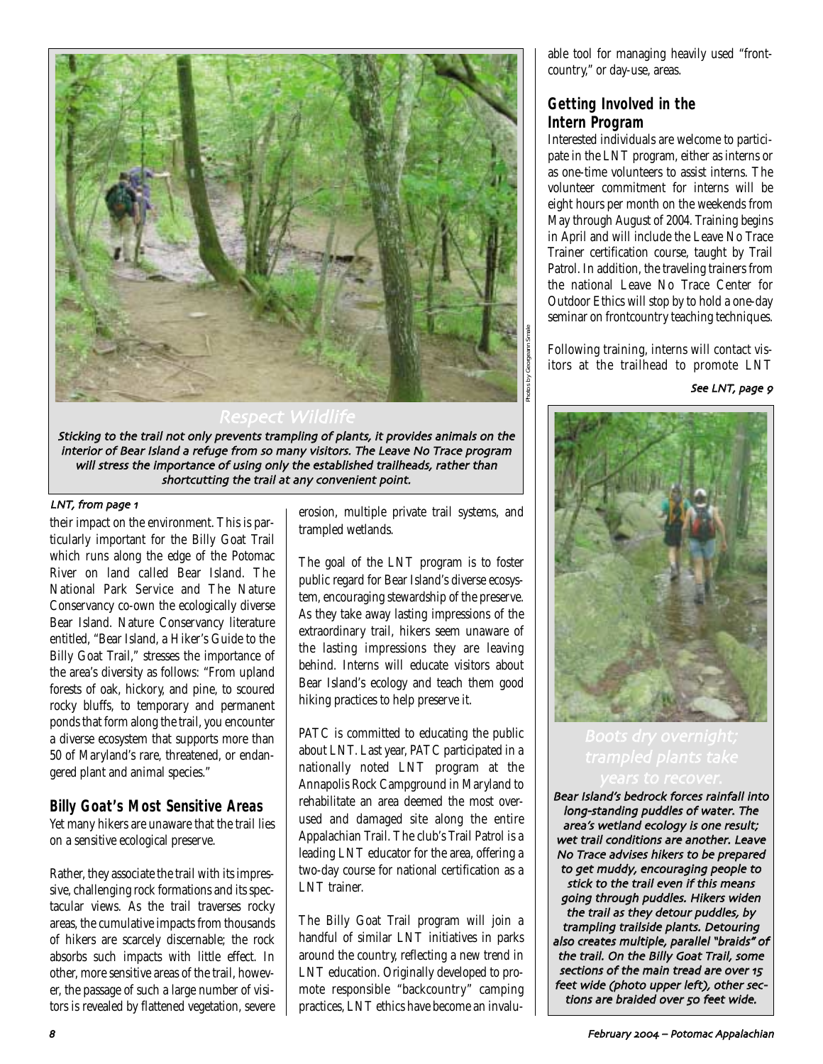**Respect Wildlife**

*Sticking to the trail not only prevents trampling of plants, it provides animals on the interior of Bear Island a refuge from so many visitors. The Leave No Trace program will stress the importance of using only the established trailheads, rather than shortcutting the trail at any convenient point.*

Photos by Georgeann Smale

*LNT, from page 1*

their impact on the environment. This is particularly important for the Billy Goat Trail which runs along the edge of the Potomac River on land called Bear Island. The National Park Service and The Nature Conservancy co-own the ecologically diverse Bear Island. Nature Conservancy literature entitled, "Bear Island, a Hiker's Guide to the Billy Goat Trail," stresses the importance of the area's diversity as follows: "From upland forests of oak, hickory, and pine, to scoured rocky bluffs, to temporary and permanent ponds that form along the trail, you encounter a diverse ecosystem that supports more than 50 of Maryland's rare, threatened, or endangered plant and animal species."

## Billy Goat's Most Sensitive Areas

Yet many hikers are unaware that the trail lies on a sensitive ecological preserve.

Rather, they associate the trail with its impressive, challenging rock formations and its spectacular views. As the trail traverses rocky areas, the cumulative impacts from thousands of hikers are scarcely discernable; the rock absorbs such impacts with little effect. In other, more sensitive areas of the trail, however, the passage of such a large number of visitors is revealed by flattened vegetation, severe erosion, multiple private trail systems, and trampled wetlands.

The goal of the LNT program is to foster public regard for Bear Island's diverse ecosystem, encouraging stewardship of the preserve. As they take away lasting impressions of the extraordinary trail, hikers seem unaware of the lasting impressions they are leaving behind. Interns will educate visitors about Bear Island's ecology and teach them good hiking practices to help preserve it.

PATC is committed to educating the public about LNT. Last year, PATC participated in a nationally noted LNT program at the Annapolis Rock Campground in Maryland to rehabilitate an area deemed the most overused and damaged site along the entire Appalachian Trail. The club's Trail Patrol is a leading LNT educator for the area, offering a two-day course for national certification as a LNT trainer.

The Billy Goat Trail program will join a handful of similar LNT initiatives in parks around the country, reflecting a new trend in LNT education. Originally developed to promote responsible "backcountry" camping practices, LNT ethics have become an invaluable tool for managing heavily used "frontcountry," or day-use, areas.

## Getting Involved in the Intern Program

Interested individuals are welcome to participate in the LNT program, either as interns or as one-time volunteers to assist interns. The volunteer commitment for interns will be eight hours per month on the weekends from May through August of 2004. Training begins in April and will include the Leave No Trace Trainer certification course, taught by Trail Patrol. In addition, the traveling trainers from the national Leave No Trace Center for Outdoor Ethics will stop by to hold a one-day seminar on frontcountry teaching techniques.

Following training, interns will contact visitors at the trailhead to promote LNT

*See LNT, page 9*

**Boots dry overnight; trampled plants take years to recover.**

*Bear Island's bedrock forces rainfall into long-standing puddles of water. The area's wetland ecology is one result; wet trail conditions are another. Leave No Trace advises hikers to be prepared to get muddy, encouraging people to stick to the trail even if this means going through puddles. Hikers widen the trail as they detour puddles, by trampling trailside plants. Detouring also creates multiple, parallel "braids" of the trail. On the Billy Goat Trail, some sections of the main tread are over 15 feet wide (photo upper left), other sections are braided over 50 feet wide.*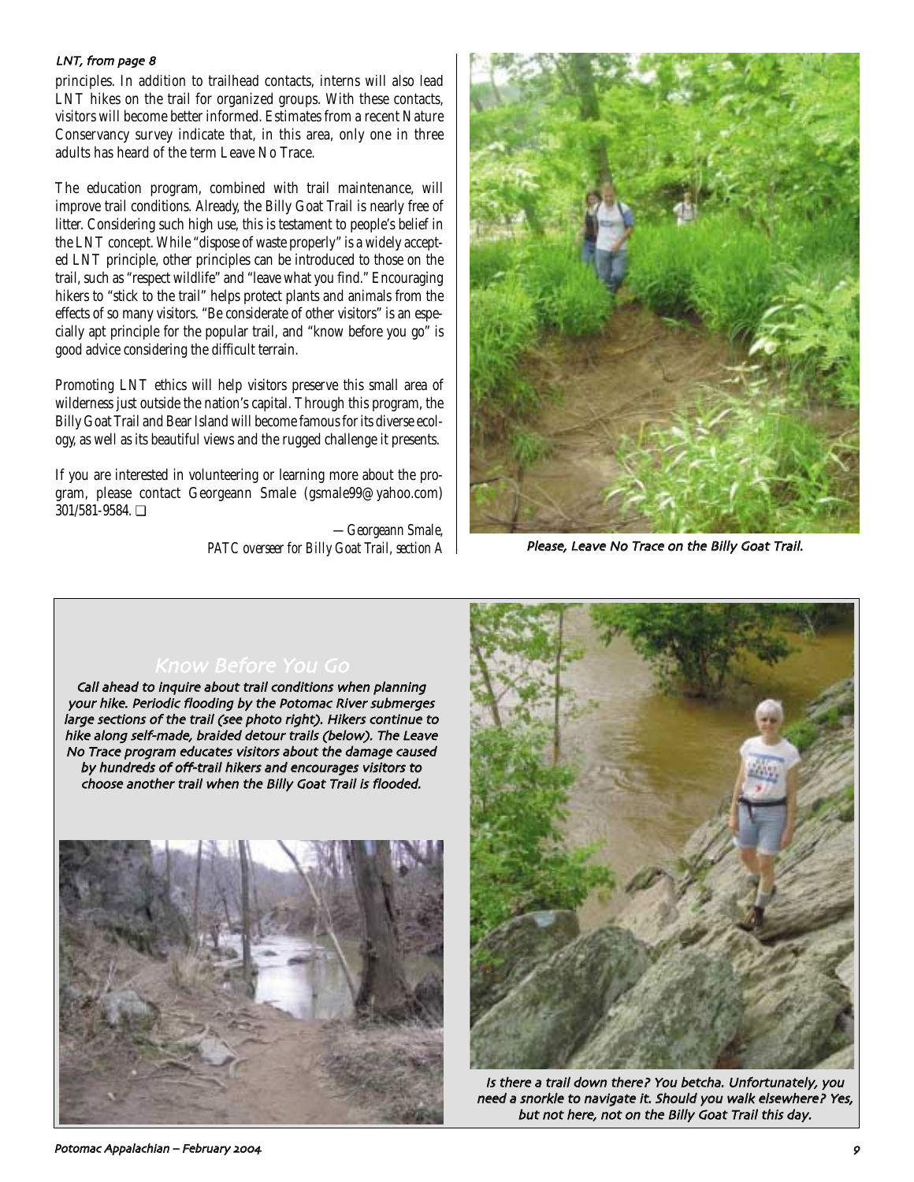*LNT, from page 8*

principles. In addition to trailhead contacts, interns will also lead LNT hikes on the trail for organized groups. With these contacts, visitors will become better informed. Estimates from a recent Nature Conservancy survey indicate that, in this area, only one in three adults has heard of the term Leave No Trace.

The education program, combined with trail maintenance, will improve trail conditions. Already, the Billy Goat Trail is nearly free of litter. Considering such high use, this is testament to people's belief in the LNT concept. While "dispose of waste properly" is a widely accepted LNT principle, other principles can be introduced to those on the trail, such as "respect wildlife" and "leave what you find." Encouraging hikers to "stick to the trail" helps protect plants and animals from the effects of so many visitors. "Be considerate of other visitors" is an especially apt principle for the popular trail, and "know before you go" is good advice considering the difficult terrain.

Promoting LNT ethics will help visitors preserve this small area of wilderness just outside the nation's capital. Through this program, the Billy Goat Trail and Bear Island will become famous for its diverse ecology, as well as its beautiful views and the rugged challenge it presents.

If you are interested in volunteering or learning more about the program, please contact Georgeann Smale (gsmale99@yahoo.com) 301/581-9584. ❑

*—Georgeann Smale,*
*PATC overseer for Billy Goat Trail, section A*

*Please, Leave No Trace on the Billy Goat Trail.*

## Know Before You Go

*Call ahead to inquire about trail conditions when planning your hike. Periodic flooding by the Potomac River submerges large sections of the trail (see photo right). Hikers continue to hike along self-made, braided detour trails (below). The Leave No Trace program educates visitors about the damage caused by hundreds of off-trail hikers and encourages visitors to choose another trail when the Billy Goat Trail is flooded.*

*Is there a trail down there? You betcha. Unfortunately, you need a snorkle to navigate it. Should you walk elsewhere? Yes, but not here, not on the Billy Goat Trail this day.*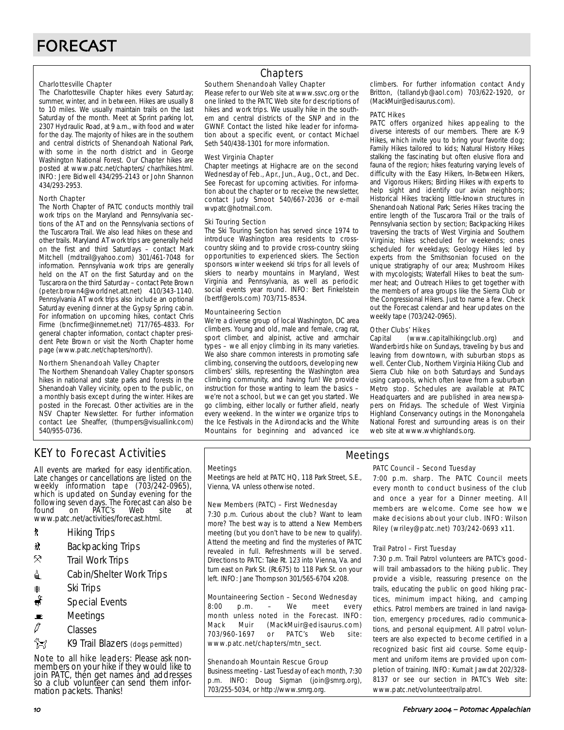# FORECAST

## Chapters

### Charlottesville Chapter

The Charlottesville Chapter hikes every Saturday; summer, winter, and in between. Hikes are usually 8 to 10 miles. We usually maintain trails on the last Saturday of the month. Meet at Sprint parking lot, 2307 Hydraulic Road, at 9 a.m., with food and water for the day. The majority of hikes are in the southern and central districts of Shenandoah National Park, with some in the north district and in George Washington National Forest. Our Chapter hikes are posted at www.patc.net/chapters/ char/hikes.html. INFO: Jere Bidwell 434/295-2143 or John Shannon 434/293-2953.

### North Chapter

The North Chapter of PATC conducts monthly trail work trips on the Maryland and Pennsylvania sections of the AT and on the Pennsylvania sections of the Tuscarora Trail. We also lead hikes on these and other trails. Maryland AT work trips are generally held on the first and third Saturdays – contact Mark Mitchell (mdtrail@yahoo.com) 301/461-7048 for information. Pennsylvania work trips are generally held on the AT on the first Saturday and on the Tuscarora on the third Saturday – contact Pete Brown (peter.brown4@worldnet.att.net) 410/343-1140. Pennsylvania AT work trips also include an optional Saturday evening dinner at the Gypsy Spring cabin. For information on upcoming hikes, contact Chris Firme (bncfirme@innernet.net) 717/765-4833. For general chapter information, contact chapter president Pete Brown or visit the North Chapter home page (www.patc.net/chapters/north/).

### Northern Shenandoah Valley Chapter

The Northern Shenandoah Valley Chapter sponsors hikes in national and state parks and forests in the Shenandoah Valley vicinity, open to the public, on a monthly basis except during the winter. Hikes are posted in the Forecast. Other activities are in the NSV Chapter Newsletter. For further information contact Lee Sheaffer, (thumpers@visuallink.com) 540/955-0736.

### Southern Shenandoah Valley Chapter

Please refer to our Web site at www.ssvc.org or the one linked to the PATC Web site for descriptions of hikes and work trips. We usually hike in the southern and central districts of the SNP and in the GWNF. Contact the listed hike leader for information about a specific event, or contact Michael Seth 540/438-1301 for more information.

### West Virginia Chapter

Chapter meetings at Highacre are on the second Wednesday of Feb., Apr., Jun., Aug., Oct., and Dec. See Forecast for upcoming activities. For information about the chapter or to receive the newsletter, contact Judy Smoot 540/667-2036 or e-mail wvpatc@hotmail.com.

### Ski Touring Section

The Ski Touring Section has served since 1974 to introduce Washington area residents to cross-country skiing and to provide cross-country skiing opportunities to experienced skiers. The Section sponsors winter weekend ski trips for all levels of skiers to nearby mountains in Maryland, West Virginia and Pennsylvania, as well as periodic social events year round. INFO: Bert Finkelstein (bertf@erols.com) 703/715-8534.

### Mountaineering Section

We're a diverse group of local Washington, DC area climbers. Young and old, male and female, crag rat, sport climber, and alpinist, active and armchair types – we all enjoy climbing in its many varieties. We also share common interests in promoting safe climbing, conserving the outdoors, developing new climbers' skills, representing the Washington area climbing community, and having fun! We provide instruction for those wanting to learn the basics – we're not a school, but we can get you started. We go climbing, either locally or further afield, nearly every weekend. In the winter we organize trips to the Ice Festivals in the Adirondacks and the White Mountains for beginning and advanced ice climbers. For further information contact Andy Britton, (tallandyb@aol.com) 703/622-1920, or (MackMuir@edisaurus.com).

### PATC Hikes

PATC offers organized hikes appealing to the diverse interests of our members. There are K-9 Hikes, which invite you to bring your favorite dog; Family Hikes tailored to kids; Natural History Hikes stalking the fascinating but often elusive flora and fauna of the region; hikes featuring varying levels of difficulty with the Easy Hikers, In-Between Hikers, and Vigorous Hikers; Birding Hikes with experts to help sight and identify our avian neighbors; Historical Hikes tracking little-known structures in Shenandoah National Park; Series Hikes tracing the entire length of the Tuscarora Trail or the trails of Pennsylvania section by section; Backpacking Hikes traversing the tracts of West Virginia and Southern Virginia; hikes scheduled for weekends; ones scheduled for weekdays; Geology Hikes led by experts from the Smithsonian focused on the unique stratigraphy of our area; Mushroom Hikes with mycologists; Waterfall Hikes to beat the summer heat; and Outreach Hikes to get together with the members of area groups like the Sierra Club or the Congressional Hikers. Just to name a few. Check out the Forecast calendar and hear updates on the weekly tape (703/242-0965).

### Other Clubs' Hikes

Capital (www.capitalhikingclub.org) and Wanderbirds hike on Sundays, traveling by bus and leaving from downtown, with suburban stops as well. Center Club, Northern Virginia Hiking Club and Sierra Club hike on both Saturdays and Sundays using carpools, which often leave from a suburban Metro stop. Schedules are available at PATC Headquarters and are published in area newspapers on Fridays. The schedule of West Virginia Highland Conservancy outings in the Monongahela National Forest and surrounding areas is on their web site at www.wvhighlands.org.

## KEY to Forecast Activities

All events are marked for easy identification. Late changes or cancellations are listed on the weekly information tape (703/242-0965), which is updated on Sunday evening for the following seven days. The Forecast can also be found on PATC's Web site at www.patc.net/activities/forecast.html.

- Hiking Trips
- Backpacking Trips
- Trail Work Trips
- Cabin/Shelter Work Trips
- Ski Trips
- Special Events
- Meetings
- Classes
- K9 Trail Blazers (dogs permitted)

Note to all hike leaders: Please ask nonmembers on your hike if they would like to join PATC, then get names and addresses so a club volunteer can send them information packets. Thanks!

## Meetings

### Meetings

Meetings are held at PATC HQ, 118 Park Street, S.E., Vienna, VA unless otherwise noted.

### New Members (PATC) – First Wednesday

7:30 p.m. Curious about the club? Want to learn more? The best way is to attend a New Members meeting (but you don't have to be new to qualify). Attend the meeting and find the mysteries of PATC revealed in full. Refreshments will be served. Directions to PATC: Take Rt. 123 into Vienna, Va. and turn east on Park St. (Rt.675) to 118 Park St. on your left. INFO: Jane Thompson 301/565-6704 x208.

### Mountaineering Section – Second Wednesday

8:00 p.m. – We meet every month unless noted in the Forecast. INFO: Mack Muir (MackMuir@edisaurus.com) 703/960-1697 or PATC's Web site: www.patc.net/chapters/mtn_sect.

### Shenandoah Mountain Rescue Group

Business meeting - Last Tuesday of each month, 7:30 p.m. INFO: Doug Sigman (join@smrg.org), 703/255-5034, or http://www.smrg.org.

### PATC Council – Second Tuesday

7:00 p.m. sharp. The PATC Council meets every month to conduct business of the club and once a year for a Dinner meeting. All members are welcome. Come see how we make decisions about your club. INFO: Wilson Riley (wriley@patc.net) 703/242-0693 x11.

### Trail Patrol – First Tuesday

7:30 p.m. Trail Patrol volunteers are PATC's goodwill trail ambassadors to the hiking public. They provide a visible, reassuring presence on the trails, educating the public on good hiking practices, minimum impact hiking, and camping ethics. Patrol members are trained in land navigation, emergency procedures, radio communications, and personal equipment. All patrol volunteers are also expected to become certified in a recognized basic first aid course. Some equipment and uniform items are provided upon completion of training. INFO: Kumait Jawdat 202/328-8137 or see our section in PATC's Web site: www.patc.net/volunteer/trailpatrol.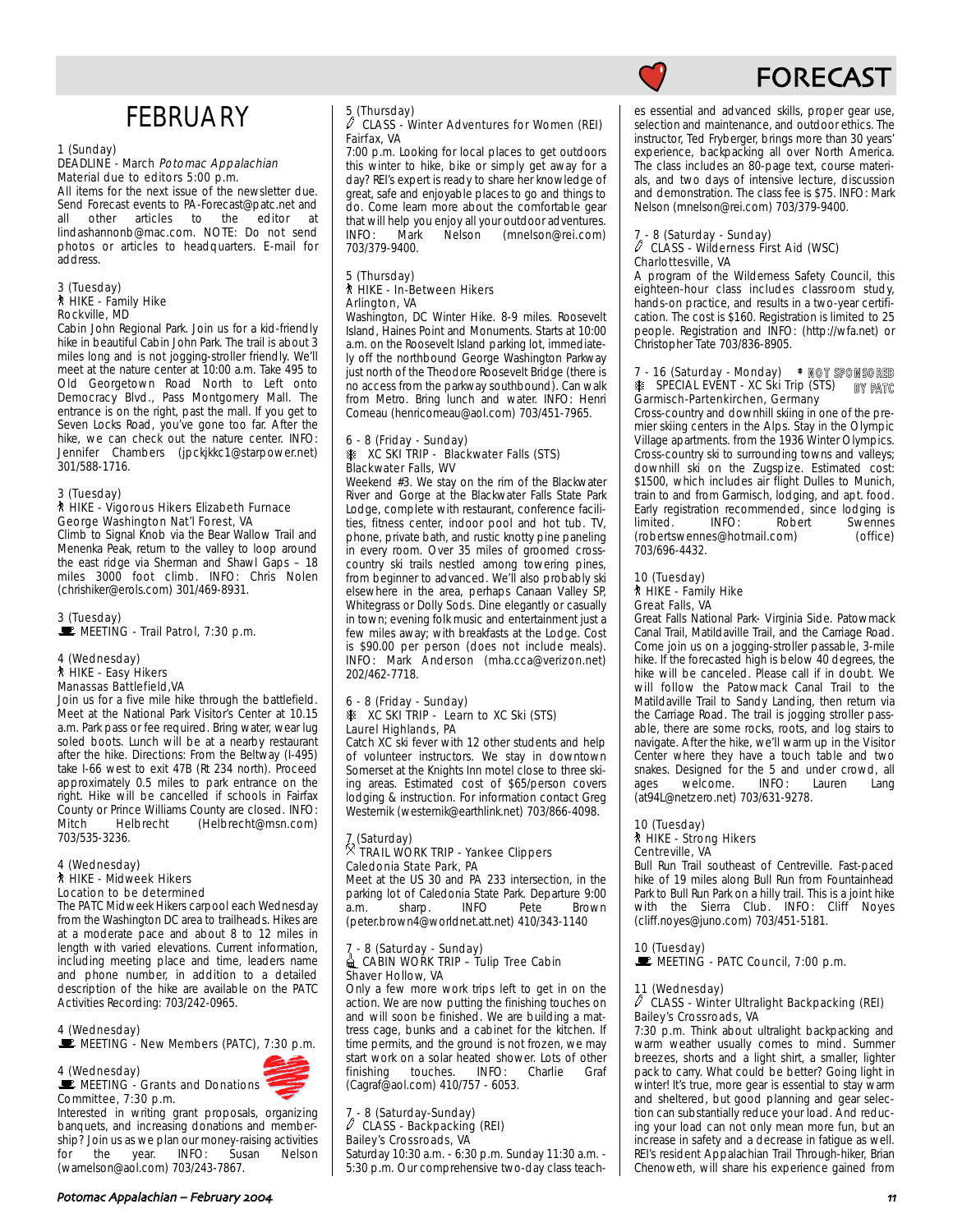# FEBRUARY

1 (Sunday)
DEADLINE - March *Potomac Appalachian*
Material due to editors 5:00 p.m.
All items for the next issue of the newsletter due. Send Forecast events to PA-Forecast@patc.net and all other articles to the editor at lindashannonb@mac.com. NOTE: Do not send photos or articles to headquarters. E-mail for address.

3 (Tuesday)
HIKE - Family Hike
Rockville, MD
Cabin John Regional Park. Join us for a kid-friendly hike in beautiful Cabin John Park. The trail is about 3 miles long and is not jogging-stroller friendly. We'll meet at the nature center at 10:00 a.m. Take 495 to Old Georgetown Road North to Left onto Democracy Blvd., Pass Montgomery Mall. The entrance is on the right, past the mall. If you get to Seven Locks Road, you've gone too far. After the hike, we can check out the nature center. INFO: Jennifer Chambers (jpckjkkc1@starpower.net) 301/588-1716.

3 (Tuesday)
HIKE - Vigorous Hikers Elizabeth Furnace
George Washington Nat'l Forest, VA
Climb to Signal Knob via the Bear Wallow Trail and Menenka Peak, return to the valley to loop around the east ridge via Sherman and Shawl Gaps – 18 miles 3000 foot climb. INFO: Chris Nolen (chrishiker@erols.com) 301/469-8931.

3 (Tuesday)
MEETING - Trail Patrol, 7:30 p.m.

4 (Wednesday)
HIKE - Easy Hikers
Manassas Battlefield,VA
Join us for a five mile hike through the battlefield. Meet at the National Park Visitor's Center at 10.15 a.m. Park pass or fee required. Bring water, wear lug soled boots. Lunch will be at a nearby restaurant after the hike. Directions: From the Beltway (I-495) take I-66 west to exit 47B (Rt 234 north). Proceed approximately 0.5 miles to park entrance on the right. Hike will be cancelled if schools in Fairfax County or Prince Williams County are closed. INFO: Mitch Helbrecht (Helbrecht@msn.com) 703/535-3236.

4 (Wednesday)
HIKE - Midweek Hikers
Location to be determined
The PATC Midweek Hikers carpool each Wednesday from the Washington DC area to trailheads. Hikes are at a moderate pace and about 8 to 12 miles in length with varied elevations. Current information, including meeting place and time, leaders name and phone number, in addition to a detailed description of the hike are available on the PATC Activities Recording: 703/242-0965.

4 (Wednesday)
MEETING - New Members (PATC), 7:30 p.m.

4 (Wednesday)
MEETING - Grants and Donations Committee, 7:30 p.m.
Interested in writing grant proposals, organizing banquets, and increasing donations and membership? Join us as we plan our money-raising activities for the year. INFO: Susan Nelson (warnelson@aol.com) 703/243-7867.

5 (Thursday)
CLASS - Winter Adventures for Women (REI)
Fairfax, VA
7:00 p.m. Looking for local places to get outdoors this winter to hike, bike or simply get away for a day? REI's expert is ready to share her knowledge of great, safe and enjoyable places to go and things to do. Come learn more about the comfortable gear that will help you enjoy all your outdoor adventures. INFO: Mark Nelson (mnelson@rei.com) 703/379-9400.

5 (Thursday)
HIKE - In-Between Hikers
Arlington, VA
Washington, DC Winter Hike. 8-9 miles. Roosevelt Island, Haines Point and Monuments. Starts at 10:00 a.m. on the Roosevelt Island parking lot, immediately off the northbound George Washington Parkway just north of the Theodore Roosevelt Bridge (there is no access from the parkway southbound). Can walk from Metro. Bring lunch and water. INFO: Henri Comeau (henricomeau@aol.com) 703/451-7965.

6 - 8 (Friday - Sunday)
XC SKI TRIP - Blackwater Falls (STS)
Blackwater Falls, WV
Weekend #3. We stay on the rim of the Blackwater River and Gorge at the Blackwater Falls State Park Lodge, complete with restaurant, conference facilities, fitness center, indoor pool and hot tub. TV, phone, private bath, and rustic knotty pine paneling in every room. Over 35 miles of groomed cross-country ski trails nestled among towering pines, from beginner to advanced. We'll also probably ski elsewhere in the area, perhaps Canaan Valley SP, Whitegrass or Dolly Sods. Dine elegantly or casually in town; evening folk music and entertainment just a few miles away; with breakfasts at the Lodge. Cost is $90.00 per person (does not include meals). INFO: Mark Anderson (mha.cca@verizon.net) 202/462-7718.

6 - 8 (Friday - Sunday)
XC SKI TRIP - Learn to XC Ski (STS)
Laurel Highlands, PA
Catch XC ski fever with 12 other students and help of volunteer instructors. We stay in downtown Somerset at the Knights Inn motel close to three skiing areas. Estimated cost of $65/person covers lodging & instruction. For information contact Greg Westernik (westernik@earthlink.net) 703/866-4098.

7 (Saturday)
TRAIL WORK TRIP - Yankee Clippers
Caledonia State Park, PA
Meet at the US 30 and PA 233 intersection, in the parking lot of Caledonia State Park. Departure 9:00 a.m. sharp. INFO Pete Brown (peter.brown4@worldnet.att.net) 410/343-1140

7 - 8 (Saturday - Sunday)
CABIN WORK TRIP – Tulip Tree Cabin
Shaver Hollow, VA
Only a few more work trips left to get in on the action. We are now putting the finishing touches on and will soon be finished. We are building a mattress cage, bunks and a cabinet for the kitchen. If time permits, and the ground is not frozen, we may start work on a solar heated shower. Lots of other finishing touches. INFO: Charlie Graf (Cagraf@aol.com) 410/757 - 6053.

7 - 8 (Saturday-Sunday)
CLASS - Backpacking (REI)
Bailey's Crossroads, VA
Saturday 10:30 a.m. - 6:30 p.m. Sunday 11:30 a.m. - 5:30 p.m. Our comprehensive two-day class teaches essential and advanced skills, proper gear use, selection and maintenance, and outdoor ethics. The instructor, Ted Fryberger, brings more than 30 years' experience, backpacking all over North America. The class includes an 80-page text, course materials, and two days of intensive lecture, discussion and demonstration. The class fee is $75. INFO: Mark Nelson (mnelson@rei.com) 703/379-9400.

7 - 8 (Saturday - Sunday)
CLASS - Wilderness First Aid (WSC)
Charlottesville, VA
A program of the Wilderness Safety Council, this eighteen-hour class includes classroom study, hands-on practice, and results in a two-year certification. The cost is $160. Registration is limited to 25 people. Registration and INFO: (http://wfa.net) or Christopher Tate 703/836-8905.

7 - 16 (Saturday - Monday) * NOT SPONSORED BY PATC
SPECIAL EVENT - XC Ski Trip (STS)
Garmisch-Partenkirchen, Germany
Cross-country and downhill skiing in one of the premier skiing centers in the Alps. Stay in the Olympic Village apartments. from the 1936 Winter Olympics. Cross-country ski to surrounding towns and valleys; downhill ski on the Zugspize. Estimated cost: $1500, which includes air flight Dulles to Munich, train to and from Garmisch, lodging, and apt. food. Early registration recommended, since lodging is limited. INFO: Robert Swennes (robertswennes@hotmail.com) (office) 703/696-4432.

10 (Tuesday)
HIKE - Family Hike
Great Falls, VA
Great Falls National Park- Virginia Side. Patowmack Canal Trail, Matildaville Trail, and the Carriage Road. Come join us on a jogging-stroller passable, 3-mile hike. If the forecasted high is below 40 degrees, the hike will be canceled. Please call if in doubt. We will follow the Patowmack Canal Trail to the Matildaville Trail to Sandy Landing, then return via the Carriage Road. The trail is jogging stroller passable, there are some rocks, roots, and log stairs to navigate. After the hike, we'll warm up in the Visitor Center where they have a touch table and two snakes. Designed for the 5 and under crowd, all ages welcome. INFO: Lauren Lang (at94L@netzero.net) 703/631-9278.

10 (Tuesday)
HIKE - Strong Hikers
Centreville, VA
Bull Run Trail southeast of Centreville. Fast-paced hike of 19 miles along Bull Run from Fountainhead Park to Bull Run Park on a hilly trail. This is a joint hike with the Sierra Club. INFO: Cliff Noyes (cliff.noyes@juno.com) 703/451-5181.

10 (Tuesday)
MEETING - PATC Council, 7:00 p.m.

11 (Wednesday)
CLASS - Winter Ultralight Backpacking (REI)
Bailey's Crossroads, VA
7:30 p.m. Think about ultralight backpacking and warm weather usually comes to mind. Summer breezes, shorts and a light shirt, a smaller, lighter pack to carry. What could be better? Going light in winter! It's true, more gear is essential to stay warm and sheltered, but good planning and gear selection can substantially reduce your load. And reducing your load can not only mean more fun, but an increase in safety and a decrease in fatigue as well. REI's resident Appalachian Trail Through-hiker, Brian Chenoweth, will share his experience gained from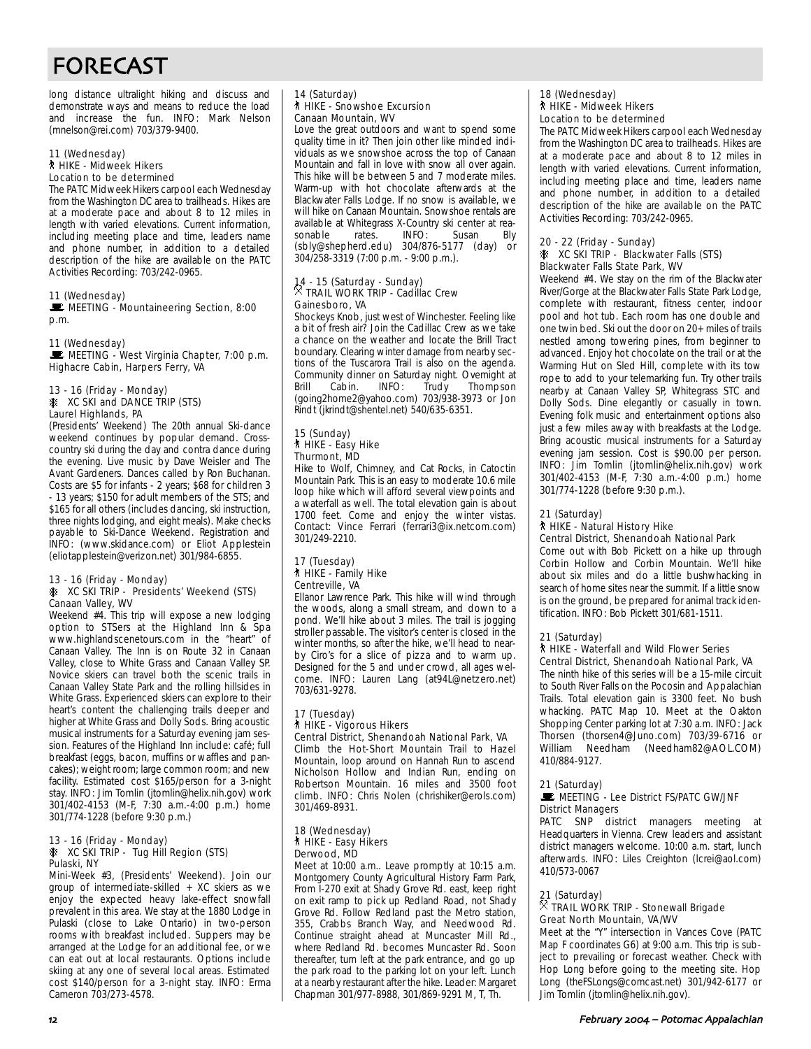# FORECAST

long distance ultralight hiking and discuss and demonstrate ways and means to reduce the load and increase the fun. INFO: Mark Nelson (mnelson@rei.com) 703/379-9400.

11 (Wednesday)
HIKE - Midweek Hikers
Location to be determined
The PATC Midweek Hikers carpool each Wednesday from the Washington DC area to trailheads. Hikes are at a moderate pace and about 8 to 12 miles in length with varied elevations. Current information, including meeting place and time, leaders name and phone number, in addition to a detailed description of the hike are available on the PATC Activities Recording: 703/242-0965.

11 (Wednesday)
MEETING - Mountaineering Section, 8:00 p.m.

11 (Wednesday)
MEETING - West Virginia Chapter, 7:00 p.m.
Highacre Cabin, Harpers Ferry, VA

13 - 16 (Friday - Monday)
XC SKI and DANCE TRIP (STS)
Laurel Highlands, PA
(Presidents' Weekend) The 20th annual Ski-dance weekend continues by popular demand. Cross-country ski during the day and contra dance during the evening. Live music by Dave Weisler and The Avant Gardeners. Dances called by Ron Buchanan. Costs are $5 for infants - 2 years; $68 for children 3 - 13 years; $150 for adult members of the STS; and $165 for all others (includes dancing, ski instruction, three nights lodging, and eight meals). Make checks payable to Ski-Dance Weekend. Registration and INFO: (www.skidance.com) or Eliot Applestein (eliotapplestein@verizon.net) 301/984-6855.

13 - 16 (Friday - Monday)
XC SKI TRIP - Presidents' Weekend (STS)
Canaan Valley, WV
Weekend #4. This trip will expose a new lodging option to STSers at the Highland Inn & Spa www.highlandscenetours.com in the "heart" of Canaan Valley. The Inn is on Route 32 in Canaan Valley, close to White Grass and Canaan Valley SP. Novice skiers can travel both the scenic trails in Canaan Valley State Park and the rolling hillsides in White Grass. Experienced skiers can explore to their heart's content the challenging trails deeper and higher at White Grass and Dolly Sods. Bring acoustic musical instruments for a Saturday evening jam session. Features of the Highland Inn include: café; full breakfast (eggs, bacon, muffins or waffles and pancakes); weight room; large common room; and new facility. Estimated cost $165/person for a 3-night stay. INFO: Jim Tomlin (jtomlin@helix.nih.gov) work 301/402-4153 (M-F, 7:30 a.m.-4:00 p.m.) home 301/774-1228 (before 9:30 p.m.)

13 - 16 (Friday - Monday)
XC SKI TRIP - Tug Hill Region (STS)
Pulaski, NY
Mini-Week #3, (Presidents' Weekend). Join our group of intermediate-skilled + XC skiers as we enjoy the expected heavy lake-effect snowfall prevalent in this area. We stay at the 1880 Lodge in Pulaski (close to Lake Ontario) in two-person rooms with breakfast included. Suppers may be arranged at the Lodge for an additional fee, or we can eat out at local restaurants. Options include skiing at any one of several local areas. Estimated cost $140/person for a 3-night stay. INFO: Erma Cameron 703/273-4578.

14 (Saturday)
HIKE - Snowshoe Excursion
Canaan Mountain, WV
Love the great outdoors and want to spend some quality time in it? Then join other like minded individuals as we snowshoe across the top of Canaan Mountain and fall in love with snow all over again. This hike will be between 5 and 7 moderate miles. Warm-up with hot chocolate afterwards at the Blackwater Falls Lodge. If no snow is available, we will hike on Canaan Mountain. Snowshoe rentals are available at Whitegrass X-Country ski center at reasonable rates. INFO: Susan Bly (sbly@shepherd.edu) 304/876-5177 (day) or 304/258-3319 (7:00 p.m. - 9:00 p.m.).

14 - 15 (Saturday - Sunday)
TRAIL WORK TRIP - Cadillac Crew
Gainesboro, VA
Shockeys Knob, just west of Winchester. Feeling like a bit of fresh air? Join the Cadillac Crew as we take a chance on the weather and locate the Brill Tract boundary. Clearing winter damage from nearby sections of the Tuscarora Trail is also on the agenda. Community dinner on Saturday night. Overnight at Brill Cabin. INFO: Trudy Thompson (going2home2@yahoo.com) 703/938-3973 or Jon Rindt (jkrindt@shentel.net) 540/635-6351.

15 (Sunday)
HIKE - Easy Hike
Thurmont, MD
Hike to Wolf, Chimney, and Cat Rocks, in Catoctin Mountain Park. This is an easy to moderate 10.6 mile loop hike which will afford several viewpoints and a waterfall as well. The total elevation gain is about 1700 feet. Come and enjoy the winter vistas. Contact: Vince Ferrari (ferrari3@ix.netcom.com) 301/249-2210.

17 (Tuesday)
HIKE - Family Hike
Centreville, VA
Ellanor Lawrence Park. This hike will wind through the woods, along a small stream, and down to a pond. We'll hike about 3 miles. The trail is jogging stroller passable. The visitor's center is closed in the winter months, so after the hike, we'll head to nearby Ciro's for a slice of pizza and to warm up. Designed for the 5 and under crowd, all ages welcome. INFO: Lauren Lang (at94L@netzero.net) 703/631-9278.

17 (Tuesday)
HIKE - Vigorous Hikers
Central District, Shenandoah National Park, VA
Climb the Hot-Short Mountain Trail to Hazel Mountain, loop around on Hannah Run to ascend Nicholson Hollow and Indian Run, ending on Robertson Mountain. 16 miles and 3500 foot climb. INFO: Chris Nolen (chrishiker@erols.com) 301/469-8931.

18 (Wednesday)
HIKE - Easy Hikers
Derwood, MD
Meet at 10:00 a.m.. Leave promptly at 10:15 a.m. Montgomery County Agricultural History Farm Park, From I-270 exit at Shady Grove Rd. east, keep right on exit ramp to pick up Redland Road, not Shady Grove Rd. Follow Redland past the Metro station, 355, Crabbs Branch Way, and Needwood Rd. Continue straight ahead at Muncaster Mill Rd., where Redland Rd. becomes Muncaster Rd. Soon thereafter, turn left at the park entrance, and go up the park road to the parking lot on your left. Lunch at a nearby restaurant after the hike. Leader: Margaret Chapman 301/977-8988, 301/869-9291 M, T, Th.

18 (Wednesday)
HIKE - Midweek Hikers
Location to be determined
The PATC Midweek Hikers carpool each Wednesday from the Washington DC area to trailheads. Hikes are at a moderate pace and about 8 to 12 miles in length with varied elevations. Current information, including meeting place and time, leaders name and phone number, in addition to a detailed description of the hike are available on the PATC Activities Recording: 703/242-0965.

20 - 22 (Friday - Sunday)
XC SKI TRIP - Blackwater Falls (STS)
Blackwater Falls State Park, WV
Weekend #4. We stay on the rim of the Blackwater River/Gorge at the Blackwater Falls State Park Lodge, complete with restaurant, fitness center, indoor pool and hot tub. Each room has one double and one twin bed. Ski out the door on 20+ miles of trails nestled among towering pines, from beginner to advanced. Enjoy hot chocolate on the trail or at the Warming Hut on Sled Hill, complete with its tow rope to add to your telemarking fun. Try other trails nearby at Canaan Valley SP, Whitegrass STC and Dolly Sods. Dine elegantly or casually in town. Evening folk music and entertainment options also just a few miles away with breakfasts at the Lodge. Bring acoustic musical instruments for a Saturday evening jam session. Cost is $90.00 per person. INFO: Jim Tomlin (jtomlin@helix.nih.gov) work 301/402-4153 (M-F, 7:30 a.m.-4:00 p.m.) home 301/774-1228 (before 9:30 p.m.).

21 (Saturday)
HIKE - Natural History Hike
Central District, Shenandoah National Park
Come out with Bob Pickett on a hike up through Corbin Hollow and Corbin Mountain. We'll hike about six miles and do a little bushwhacking in search of home sites near the summit. If a little snow is on the ground, be prepared for animal track identification. INFO: Bob Pickett 301/681-1511.

21 (Saturday)
HIKE - Waterfall and Wild Flower Series
Central District, Shenandoah National Park, VA
The ninth hike of this series will be a 15-mile circuit to South River Falls on the Pocosin and Appalachian Trails. Total elevation gain is 3300 feet. No bush whacking. PATC Map 10. Meet at the Oakton Shopping Center parking lot at 7:30 a.m. INFO: Jack Thorsen (thorsen4@Juno.com) 703/39-6716 or William Needham (Needham82@AOL.COM) 410/884-9127.

21 (Saturday)
MEETING - Lee District FS/PATC GW/JNF District Managers
PATC SNP district managers meeting at Headquarters in Vienna. Crew leaders and assistant district managers welcome. 10:00 a.m. start, lunch afterwards. INFO: Liles Creighton (lcrei@aol.com) 410/573-0067

21 (Saturday)
TRAIL WORK TRIP - Stonewall Brigade
Great North Mountain, VA/WV
Meet at the "Y" intersection in Vances Cove (PATC Map F coordinates G6) at 9:00 a.m. This trip is subject to prevailing or forecast weather. Check with Hop Long before going to the meeting site. Hop Long (theFSLongs@comcast.net) 301/942-6177 or Jim Tomlin (jtomlin@helix.nih.gov).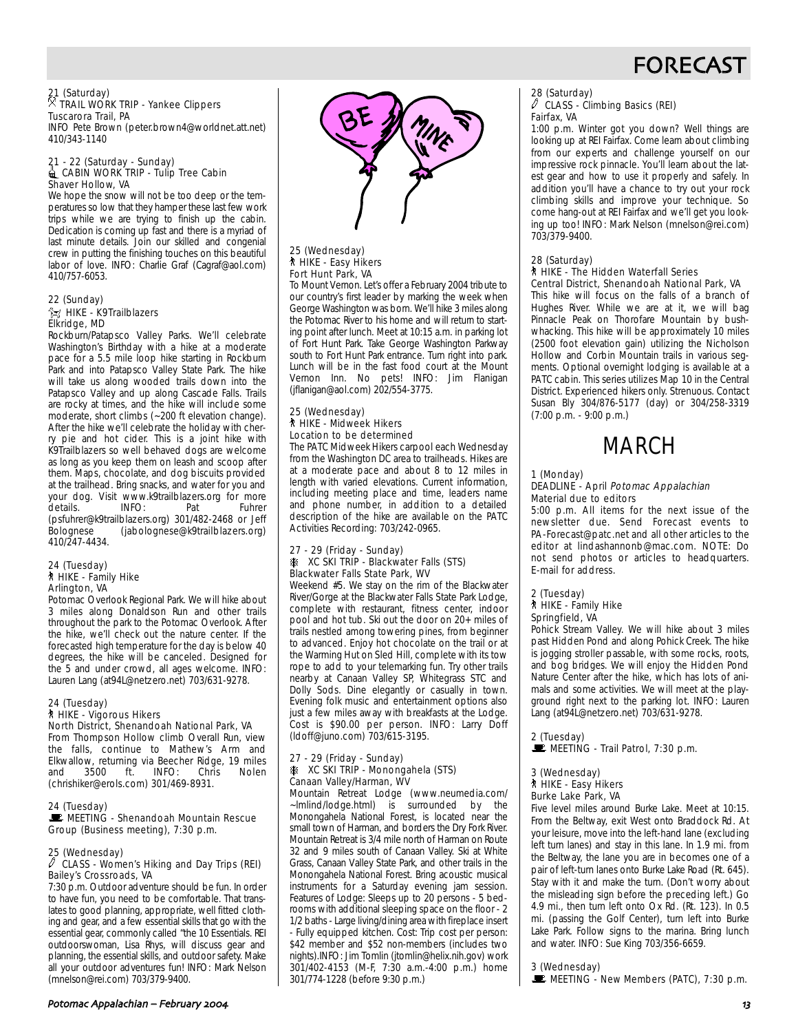# FORECAST

21 (Saturday)
TRAIL WORK TRIP - Yankee Clippers
Tuscarora Trail, PA
INFO Pete Brown (peter.brown4@worldnet.att.net) 410/343-1140

21 - 22 (Saturday - Sunday)
CABIN WORK TRIP - Tulip Tree Cabin
Shaver Hollow, VA
We hope the snow will not be too deep or the temperatures so low that they hamper these last few work trips while we are trying to finish up the cabin. Dedication is coming up fast and there is a myriad of last minute details. Join our skilled and congenial crew in putting the finishing touches on this beautiful labor of love. INFO: Charlie Graf (Cagraf@aol.com) 410/757-6053.

22 (Sunday)
HIKE - K9Trailblazers
Elkridge, MD
Rockburn/Patapsco Valley Parks. We'll celebrate Washington's Birthday with a hike at a moderate pace for a 5.5 mile loop hike starting in Rockburn Park and into Patapsco Valley State Park. The hike will take us along wooded trails down into the Patapsco Valley and up along Cascade Falls. Trails are rocky at times, and the hike will include some moderate, short climbs (~200 ft elevation change). After the hike we'll celebrate the holiday with cherry pie and hot cider. This is a joint hike with K9Trailblazers so well behaved dogs are welcome as long as you keep them on leash and scoop after them. Maps, chocolate, and dog biscuits provided at the trailhead. Bring snacks, and water for you and your dog. Visit www.k9trailblazers.org for more details. INFO: Pat Fuhrer (psfuhrer@k9trailblazers.org) 301/482-2468 or Jeff Bolognese (jabolognese@k9trailblazers.org) 410/247-4434.

24 (Tuesday)
HIKE - Family Hike
Arlington, VA
Potomac Overlook Regional Park. We will hike about 3 miles along Donaldson Run and other trails throughout the park to the Potomac Overlook. After the hike, we'll check out the nature center. If the forecasted high temperature for the day is below 40 degrees, the hike will be canceled. Designed for the 5 and under crowd, all ages welcome. INFO: Lauren Lang (at94L@netzero.net) 703/631-9278.

24 (Tuesday)
HIKE - Vigorous Hikers
North District, Shenandoah National Park, VA
From Thompson Hollow climb Overall Run, view the falls, continue to Mathew's Arm and Elkwallow, returning via Beecher Ridge, 19 miles and 3500 ft. INFO: Chris Nolen (chrishiker@erols.com) 301/469-8931.

24 (Tuesday)
MEETING - Shenandoah Mountain Rescue Group (Business meeting), 7:30 p.m.

25 (Wednesday)
CLASS - Women's Hiking and Day Trips (REI)
Bailey's Crossroads, VA
7:30 p.m. Outdoor adventure should be fun. In order to have fun, you need to be comfortable. That translates to good planning, appropriate, well fitted clothing and gear, and a few essential skills that go with the essential gear, commonly called "the 10 Essentials. REI outdoorswoman, Lisa Rhys, will discuss gear and planning, the essential skills, and outdoor safety. Make all your outdoor adventures fun! INFO: Mark Nelson (mnelson@rei.com) 703/379-9400.

25 (Wednesday)
HIKE - Easy Hikers
Fort Hunt Park, VA
To Mount Vernon. Let's offer a February 2004 tribute to our country's first leader by marking the week when George Washington was born. We'll hike 3 miles along the Potomac River to his home and will return to starting point after lunch. Meet at 10:15 a.m. in parking lot of Fort Hunt Park. Take George Washington Parkway south to Fort Hunt Park entrance. Turn right into park. Lunch will be in the fast food court at the Mount Vernon Inn. No pets! INFO: Jim Flanigan (jflanigan@aol.com) 202/554-3775.

25 (Wednesday)
HIKE - Midweek Hikers
Location to be determined
The PATC Midweek Hikers carpool each Wednesday from the Washington DC area to trailheads. Hikes are at a moderate pace and about 8 to 12 miles in length with varied elevations. Current information, including meeting place and time, leaders name and phone number, in addition to a detailed description of the hike are available on the PATC Activities Recording: 703/242-0965.

27 - 29 (Friday - Sunday)
XC SKI TRIP - Blackwater Falls (STS)
Blackwater Falls State Park, WV
Weekend #5. We stay on the rim of the Blackwater River/Gorge at the Blackwater Falls State Park Lodge, complete with restaurant, fitness center, indoor pool and hot tub. Ski out the door on 20+ miles of trails nestled among towering pines, from beginner to advanced. Enjoy hot chocolate on the trail or at the Warming Hut on Sled Hill, complete with its tow rope to add to your telemarking fun. Try other trails nearby at Canaan Valley SP, Whitegrass STC and Dolly Sods. Dine elegantly or casually in town. Evening folk music and entertainment options also just a few miles away with breakfasts at the Lodge. Cost is $90.00 per person. INFO: Larry Doff (ldoff@juno.com) 703/615-3195.

27 - 29 (Friday - Sunday)
XC SKI TRIP - Monongahela (STS)
Canaan Valley/Harman, WV
Mountain Retreat Lodge (www.neumedia.com/~lmlind/lodge.html) is surrounded by the Monongahela National Forest, is located near the small town of Harman, and borders the Dry Fork River. Mountain Retreat is 3/4 mile north of Harman on Route 32 and 9 miles south of Canaan Valley. Ski at White Grass, Canaan Valley State Park, and other trails in the Monongahela National Forest. Bring acoustic musical instruments for a Saturday evening jam session. Features of Lodge: Sleeps up to 20 persons - 5 bedrooms with additional sleeping space on the floor - 2 1/2 baths - Large living/dining area with fireplace insert - Fully equipped kitchen. Cost: Trip cost per person: $42 member and $52 non-members (includes two nights).INFO: Jim Tomlin (jtomlin@helix.nih.gov) work 301/402-4153 (M-F, 7:30 a.m.-4:00 p.m.) home 301/774-1228 (before 9:30 p.m.)

28 (Saturday)
CLASS - Climbing Basics (REI)
Fairfax, VA
1:00 p.m. Winter got you down? Well things are looking up at REI Fairfax. Come learn about climbing from our experts and challenge yourself on our impressive rock pinnacle. You'll learn about the latest gear and how to use it properly and safely. In addition you'll have a chance to try out your rock climbing skills and improve your technique. So come hang-out at REI Fairfax and we'll get you looking up too! INFO: Mark Nelson (mnelson@rei.com) 703/379-9400.

28 (Saturday)
HIKE - The Hidden Waterfall Series
Central District, Shenandoah National Park, VA
This hike will focus on the falls of a branch of Hughes River. While we are at it, we will bag Pinnacle Peak on Thorofare Mountain by bushwhacking. This hike will be approximately 10 miles (2500 foot elevation gain) utilizing the Nicholson Hollow and Corbin Mountain trails in various segments. Optional overnight lodging is available at a PATC cabin. This series utilizes Map 10 in the Central District. Experienced hikers only. Strenuous. Contact Susan Bly 304/876-5177 (day) or 304/258-3319 (7:00 p.m. - 9:00 p.m.)

## MARCH

1 (Monday)
DEADLINE - April *Potomac Appalachian*
Material due to editors
5:00 p.m. All items for the next issue of the newsletter due. Send Forecast events to PA-Forecast@patc.net and all other articles to the editor at lindashannonb@mac.com. NOTE: Do not send photos or articles to headquarters. E-mail for address.

2 (Tuesday)
HIKE - Family Hike
Springfield, VA
Pohick Stream Valley. We will hike about 3 miles past Hidden Pond and along Pohick Creek. The hike is jogging stroller passable, with some rocks, roots, and bog bridges. We will enjoy the Hidden Pond Nature Center after the hike, which has lots of animals and some activities. We will meet at the playground right next to the parking lot. INFO: Lauren Lang (at94L@netzero.net) 703/631-9278.

2 (Tuesday)
MEETING - Trail Patrol, 7:30 p.m.

3 (Wednesday)
HIKE - Easy Hikers
Burke Lake Park, VA
Five level miles around Burke Lake. Meet at 10:15. From the Beltway, exit West onto Braddock Rd. At your leisure, move into the left-hand lane (excluding left turn lanes) and stay in this lane. In 1.9 mi. from the Beltway, the lane you are in becomes one of a pair of left-turn lanes onto Burke Lake Road (Rt. 645). Stay with it and make the turn. (Don't worry about the misleading sign before the preceding left.) Go 4.9 mi., then turn left onto Ox Rd. (Rt. 123). In 0.5 mi. (passing the Golf Center), turn left into Burke Lake Park. Follow signs to the marina. Bring lunch and water. INFO: Sue King 703/356-6659.

3 (Wednesday)
MEETING - New Members (PATC), 7:30 p.m.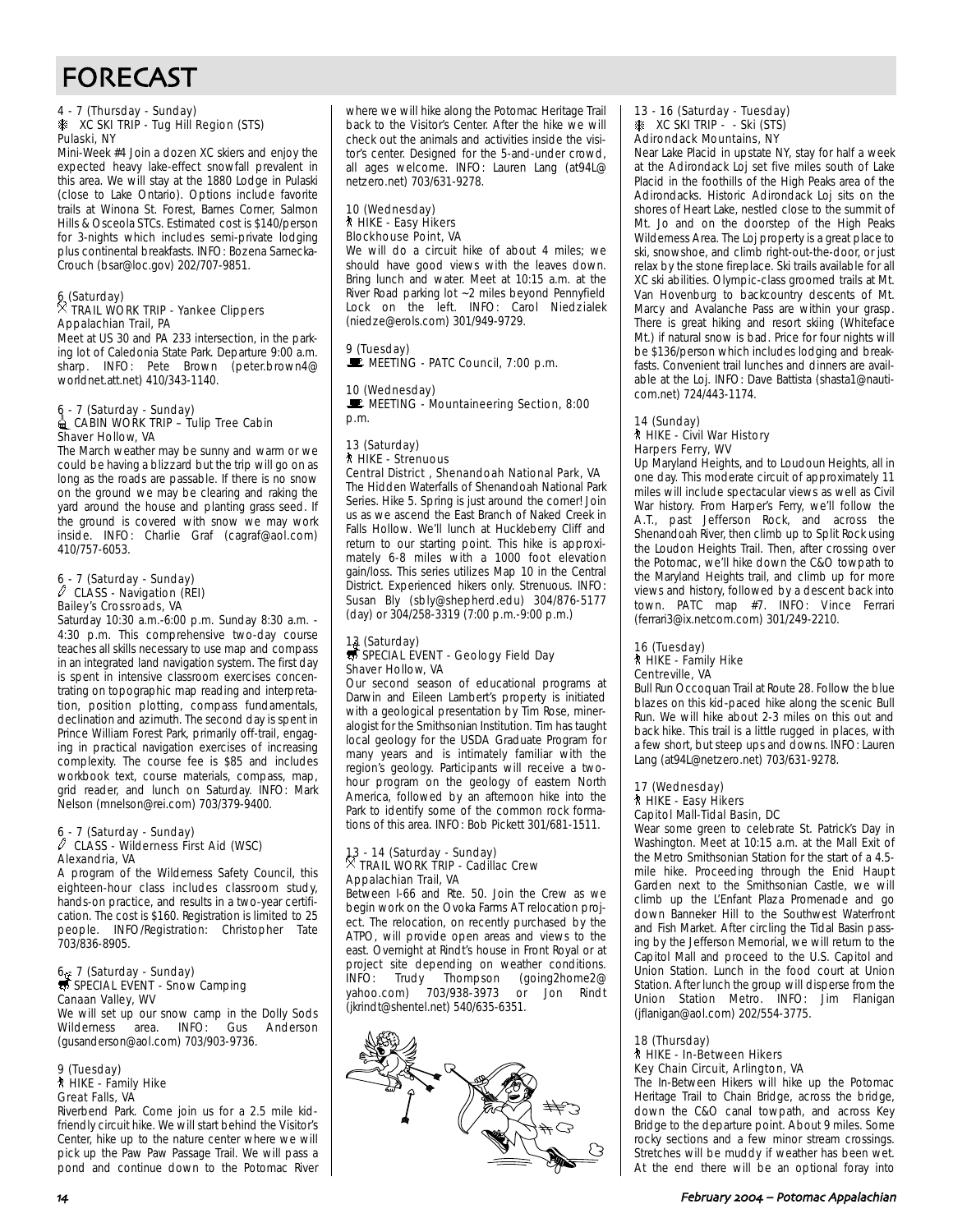# FORECAST

4 - 7 (Thursday - Sunday)
XC SKI TRIP - Tug Hill Region (STS)
Pulaski, NY

Mini-Week #4 Join a dozen XC skiers and enjoy the expected heavy lake-effect snowfall prevalent in this area. We will stay at the 1880 Lodge in Pulaski (close to Lake Ontario). Options include favorite trails at Winona St. Forest, Barnes Corner, Salmon Hills & Osceola STCs. Estimated cost is $140/person for 3-nights which includes semi-private lodging plus continental breakfasts. INFO: Bozena Sarnecka-Crouch (bsar@loc.gov) 202/707-9851.

6 (Saturday)
TRAIL WORK TRIP - Yankee Clippers
Appalachian Trail, PA

Meet at US 30 and PA 233 intersection, in the parking lot of Caledonia State Park. Departure 9:00 a.m. sharp. INFO: Pete Brown (peter.brown4@worldnet.att.net) 410/343-1140.

6 - 7 (Saturday - Sunday)
CABIN WORK TRIP – Tulip Tree Cabin
Shaver Hollow, VA

The March weather may be sunny and warm or we could be having a blizzard but the trip will go on as long as the roads are passable. If there is no snow on the ground we may be clearing and raking the yard around the house and planting grass seed. If the ground is covered with snow we may work inside. INFO: Charlie Graf (cagraf@aol.com) 410/757-6053.

6 - 7 (Saturday - Sunday)
CLASS - Navigation (REI)
Bailey's Crossroads, VA

Saturday 10:30 a.m.-6:00 p.m. Sunday 8:30 a.m. - 4:30 p.m. This comprehensive two-day course teaches all skills necessary to use map and compass in an integrated land navigation system. The first day is spent in intensive classroom exercises concentrating on topographic map reading and interpretation, position plotting, compass fundamentals, declination and azimuth. The second day is spent in Prince William Forest Park, primarily off-trail, engaging in practical navigation exercises of increasing complexity. The course fee is $85 and includes workbook text, course materials, compass, map, grid reader, and lunch on Saturday. INFO: Mark Nelson (mnelson@rei.com) 703/379-9400.

6 - 7 (Saturday - Sunday)
CLASS - Wilderness First Aid (WSC)
Alexandria, VA

A program of the Wilderness Safety Council, this eighteen-hour class includes classroom study, hands-on practice, and results in a two-year certification. The cost is $160. Registration is limited to 25 people. INFO/Registration: Christopher Tate 703/836-8905.

6 - 7 (Saturday - Sunday)
SPECIAL EVENT - Snow Camping
Canaan Valley, WV

We will set up our snow camp in the Dolly Sods Wilderness area. INFO: Gus Anderson (gusanderson@aol.com) 703/903-9736.

9 (Tuesday)
HIKE - Family Hike
Great Falls, VA

Riverbend Park. Come join us for a 2.5 mile kid-friendly circuit hike. We will start behind the Visitor's Center, hike up to the nature center where we will pick up the Paw Paw Passage Trail. We will pass a pond and continue down to the Potomac River where we will hike along the Potomac Heritage Trail back to the Visitor's Center. After the hike we will check out the animals and activities inside the visitor's center. Designed for the 5-and-under crowd, all ages welcome. INFO: Lauren Lang (at94L@netzero.net) 703/631-9278.

10 (Wednesday)
HIKE - Easy Hikers
Blockhouse Point, VA

We will do a circuit hike of about 4 miles; we should have good views with the leaves down. Bring lunch and water. Meet at 10:15 a.m. at the River Road parking lot ~2 miles beyond Pennyfield Lock on the left. INFO: Carol Niedzialek (niedze@erols.com) 301/949-9729.

9 (Tuesday)
MEETING - PATC Council, 7:00 p.m.

10 (Wednesday)
MEETING - Mountaineering Section, 8:00 p.m.

13 (Saturday)
HIKE - Strenuous
Central District , Shenandoah National Park, VA

The Hidden Waterfalls of Shenandoah National Park Series. Hike 5. Spring is just around the corner! Join us as we ascend the East Branch of Naked Creek in Falls Hollow. We'll lunch at Huckleberry Cliff and return to our starting point. This hike is approximately 6-8 miles with a 1000 foot elevation gain/loss. This series utilizes Map 10 in the Central District. Experienced hikers only. Strenuous. INFO: Susan Bly (sbly@shepherd.edu) 304/876-5177 (day) or 304/258-3319 (7:00 p.m.-9:00 p.m.)

13 (Saturday)
SPECIAL EVENT - Geology Field Day
Shaver Hollow, VA

Our second season of educational programs at Darwin and Eileen Lambert's property is initiated with a geological presentation by Tim Rose, mineralogist for the Smithsonian Institution. Tim has taught local geology for the USDA Graduate Program for many years and is intimately familiar with the region's geology. Participants will receive a two-hour program on the geology of eastern North America, followed by an afternoon hike into the Park to identify some of the common rock formations of this area. INFO: Bob Pickett 301/681-1511.

13 - 14 (Saturday - Sunday)
TRAIL WORK TRIP - Cadillac Crew
Appalachian Trail, VA

Between I-66 and Rte. 50. Join the Crew as we begin work on the Ovoka Farms AT relocation project. The relocation, on recently purchased by the ATPO, will provide open areas and views to the east. Overnight at Rindt's house in Front Royal or at project site depending on weather conditions. INFO: Trudy Thompson (going2home2@yahoo.com) 703/938-3973 or Jon Rindt (jkrindt@shentel.net) 540/635-6351.

13 - 16 (Saturday - Tuesday)
XC SKI TRIP - - Ski (STS)
Adirondack Mountains, NY

Near Lake Placid in upstate NY, stay for half a week at the Adirondack Loj set five miles south of Lake Placid in the foothills of the High Peaks area of the Adirondacks. Historic Adirondack Loj sits on the shores of Heart Lake, nestled close to the summit of Mt. Jo and on the doorstep of the High Peaks Wilderness Area. The Loj property is a great place to ski, snowshoe, and climb right-out-the-door, or just relax by the stone fireplace. Ski trails available for all XC ski abilities. Olympic-class groomed trails at Mt. Van Hovenburg to backcountry descents of Mt. Marcy and Avalanche Pass are within your grasp. There is great hiking and resort skiing (Whiteface Mt.) if natural snow is bad. Price for four nights will be $136/person which includes lodging and breakfasts. Convenient trail lunches and dinners are available at the Loj. INFO: Dave Battista (shasta1@nauticom.net) 724/443-1174.

14 (Sunday)
HIKE - Civil War History
Harpers Ferry, WV

Up Maryland Heights, and to Loudoun Heights, all in one day. This moderate circuit of approximately 11 miles will include spectacular views as well as Civil War history. From Harper's Ferry, we'll follow the A.T., past Jefferson Rock, and across the Shenandoah River, then climb up to Split Rock using the Loudon Heights Trail. Then, after crossing over the Potomac, we'll hike down the C&O towpath to the Maryland Heights trail, and climb up for more views and history, followed by a descent back into town. PATC map #7. INFO: Vince Ferrari (ferrari3@ix.netcom.com) 301/249-2210.

16 (Tuesday)
HIKE - Family Hike
Centreville, VA

Bull Run Occoquan Trail at Route 28. Follow the blue blazes on this kid-paced hike along the scenic Bull Run. We will hike about 2-3 miles on this out and back hike. This trail is a little rugged in places, with a few short, but steep ups and downs. INFO: Lauren Lang (at94L@netzero.net) 703/631-9278.

17 (Wednesday)
HIKE - Easy Hikers
Capitol Mall-Tidal Basin, DC

Wear some green to celebrate St. Patrick's Day in Washington. Meet at 10:15 a.m. at the Mall Exit of the Metro Smithsonian Station for the start of a 4.5-mile hike. Proceeding through the Enid Haupt Garden next to the Smithsonian Castle, we will climb up the L'Enfant Plaza Promenade and go down Banneker Hill to the Southwest Waterfront and Fish Market. After circling the Tidal Basin passing by the Jefferson Memorial, we will return to the Capitol Mall and proceed to the U.S. Capitol and Union Station. Lunch in the food court at Union Station. After lunch the group will disperse from the Union Station Metro. INFO: Jim Flanigan (jflanigan@aol.com) 202/554-3775.

18 (Thursday)
HIKE - In-Between Hikers
Key Chain Circuit, Arlington, VA

The In-Between Hikers will hike up the Potomac Heritage Trail to Chain Bridge, across the bridge, down the C&O canal towpath, and across Key Bridge to the departure point. About 9 miles. Some rocky sections and a few minor stream crossings. Stretches will be muddy if weather has been wet. At the end there will be an optional foray into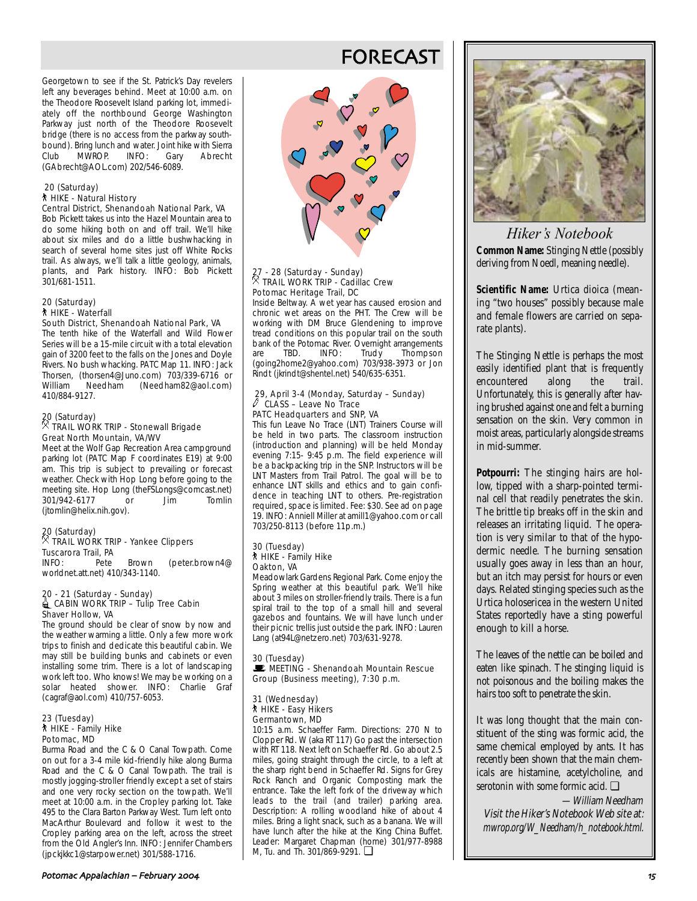# FORECAST

Georgetown to see if the St. Patrick's Day revelers left any beverages behind. Meet at 10:00 a.m. on the Theodore Roosevelt Island parking lot, immediately off the northbound George Washington Parkway just north of the Theodore Roosevelt bridge (there is no access from the parkway southbound). Bring lunch and water. Joint hike with Sierra Club MWROP. INFO: Gary Abrecht (GAbrecht@AOL.com) 202/546-6089.

**20 (Saturday)**
**HIKE - Natural History**
Central District, Shenandoah National Park, VA
Bob Pickett takes us into the Hazel Mountain area to do some hiking both on and off trail. We'll hike about six miles and do a little bushwhacking in search of several home sites just off White Rocks trail. As always, we'll talk a little geology, animals, plants, and Park history. INFO: Bob Pickett 301/681-1511.

**20 (Saturday)**
**HIKE - Waterfall**
South District, Shenandoah National Park, VA
The tenth hike of the Waterfall and Wild Flower Series will be a 15-mile circuit with a total elevation gain of 3200 feet to the falls on the Jones and Doyle Rivers. No bush whacking. PATC Map 11. INFO: Jack Thorsen, (thorsen4@Juno.com) 703/339-6716 or William Needham (Needham82@aol.com) 410/884-9127.

**20 (Saturday)**
**TRAIL WORK TRIP - Stonewall Brigade**
Great North Mountain, VA/WV
Meet at the Wolf Gap Recreation Area campground parking lot (PATC Map F coordinates E19) at 9:00 am. This trip is subject to prevailing or forecast weather. Check with Hop Long before going to the meeting site. Hop Long (theFSLongs@comcast.net) 301/942-6177 or Jim Tomlin (jtomlin@helix.nih.gov).

**20 (Saturday)**
**TRAIL WORK TRIP - Yankee Clippers**
Tuscarora Trail, PA
INFO: Pete Brown (peter.brown4@worldnet.att.net) 410/343-1140.

**20 - 21 (Saturday - Sunday)**
**CABIN WORK TRIP – Tulip Tree Cabin**
Shaver Hollow, VA
The ground should be clear of snow by now and the weather warming a little. Only a few more work trips to finish and dedicate this beautiful cabin. We may still be building bunks and cabinets or even installing some trim. There is a lot of landscaping work left too. Who knows! We may be working on a solar heated shower. INFO: Charlie Graf (cagraf@aol.com) 410/757-6053.

**23 (Tuesday)**
**HIKE - Family Hike**
Potomac, MD
Burma Road and the C & O Canal Towpath. Come on out for a 3-4 mile kid-friendly hike along Burma Road and the C & O Canal Towpath. The trail is mostly jogging-stroller friendly except a set of stairs and one very rocky section on the towpath. We'll meet at 10:00 a.m. in the Cropley parking lot. Take 495 to the Clara Barton Parkway West. Turn left onto MacArthur Boulevard and follow it west to the Cropley parking area on the left, across the street from the Old Angler's Inn. INFO: Jennifer Chambers (jpckjkkc1@starpower.net) 301/588-1716.

**27 - 28 (Saturday - Sunday)**
**TRAIL WORK TRIP - Cadillac Crew**
Potomac Heritage Trail, DC
Inside Beltway. A wet year has caused erosion and chronic wet areas on the PHT. The Crew will be working with DM Bruce Glendening to improve tread conditions on this popular trail on the south bank of the Potomac River. Overnight arrangements are TBD. INFO: Trudy Thompson (going2home2@yahoo.com) 703/938-3973 or Jon Rindt (jkrindt@shentel.net) 540/635-6351.

**29, April 3-4 (Monday, Saturday – Sunday)**
**CLASS – Leave No Trace**
PATC Headquarters and SNP, VA
This fun Leave No Trace (LNT) Trainers Course will be held in two parts. The classroom instruction (introduction and planning) will be held Monday evening 7:15- 9:45 p.m. The field experience will be a backpacking trip in the SNP. Instructors will be LNT Masters from Trail Patrol. The goal will be to enhance LNT skills and ethics and to gain confidence in teaching LNT to others. Pre-registration required, space is limited. Fee: $30. See ad on page 19. INFO: Anniell Miller at amill1@yahoo.com or call 703/250-8113 (before 11p.m.)

**30 (Tuesday)**
**HIKE - Family Hike**
Oakton, VA
Meadowlark Gardens Regional Park. Come enjoy the Spring weather at this beautiful park. We'll hike about 3 miles on stroller-friendly trails. There is a fun spiral trail to the top of a small hill and several gazebos and fountains. We will have lunch under their picnic trellis just outside the park. INFO: Lauren Lang (at94L@netzero.net) 703/631-9278.

**30 (Tuesday)**
**MEETING - Shenandoah Mountain Rescue Group (Business meeting), 7:30 p.m.**

**31 (Wednesday)**
**HIKE - Easy Hikers**
Germantown, MD
10:15 a.m. Schaeffer Farm. Directions: 270 N to Clopper Rd. W (aka RT 117) Go past the intersection with RT 118. Next left on Schaeffer Rd. Go about 2.5 miles, going straight through the circle, to a left at the sharp right bend in Schaeffer Rd. Signs for Grey Rock Ranch and Organic Composting mark the entrance. Take the left fork of the driveway which leads to the trail (and trailer) parking area. Description: A rolling woodland hike of about 4 miles. Bring a light snack, such as a banana. We will have lunch after the hike at the King China Buffet. Leader: Margaret Chapman (home) 301/977-8988 M, Tu. and Th. 301/869-9291. ❑

## *Hiker's Notebook*

**Common Name:** Stinging Nettle (possibly deriving from Noedl, meaning needle).

**Scientific Name:** Urtica dioica (meaning "two houses" possibly because male and female flowers are carried on separate plants).

The Stinging Nettle is perhaps the most easily identified plant that is frequently encountered along the trail. Unfortunately, this is generally after having brushed against one and felt a burning sensation on the skin. Very common in moist areas, particularly alongside streams in mid-summer.

**Potpourri:** The stinging hairs are hollow, tipped with a sharp-pointed terminal cell that readily penetrates the skin. The brittle tip breaks off in the skin and releases an irritating liquid. The operation is very similar to that of the hypodermic needle. The burning sensation usually goes away in less than an hour, but an itch may persist for hours or even days. Related stinging species such as the Urtica holosericea in the western United States reportedly have a sting powerful enough to kill a horse.

The leaves of the nettle can be boiled and eaten like spinach. The stinging liquid is not poisonous and the boiling makes the hairs too soft to penetrate the skin.

It was long thought that the main constituent of the sting was formic acid, the same chemical employed by ants. It has recently been shown that the main chemicals are histamine, acetylcholine, and serotonin with some formic acid. ❑

*— William Needham*

*Visit the Hiker's Notebook Web site at: mwrop.org/W_Needham/h_notebook.html.*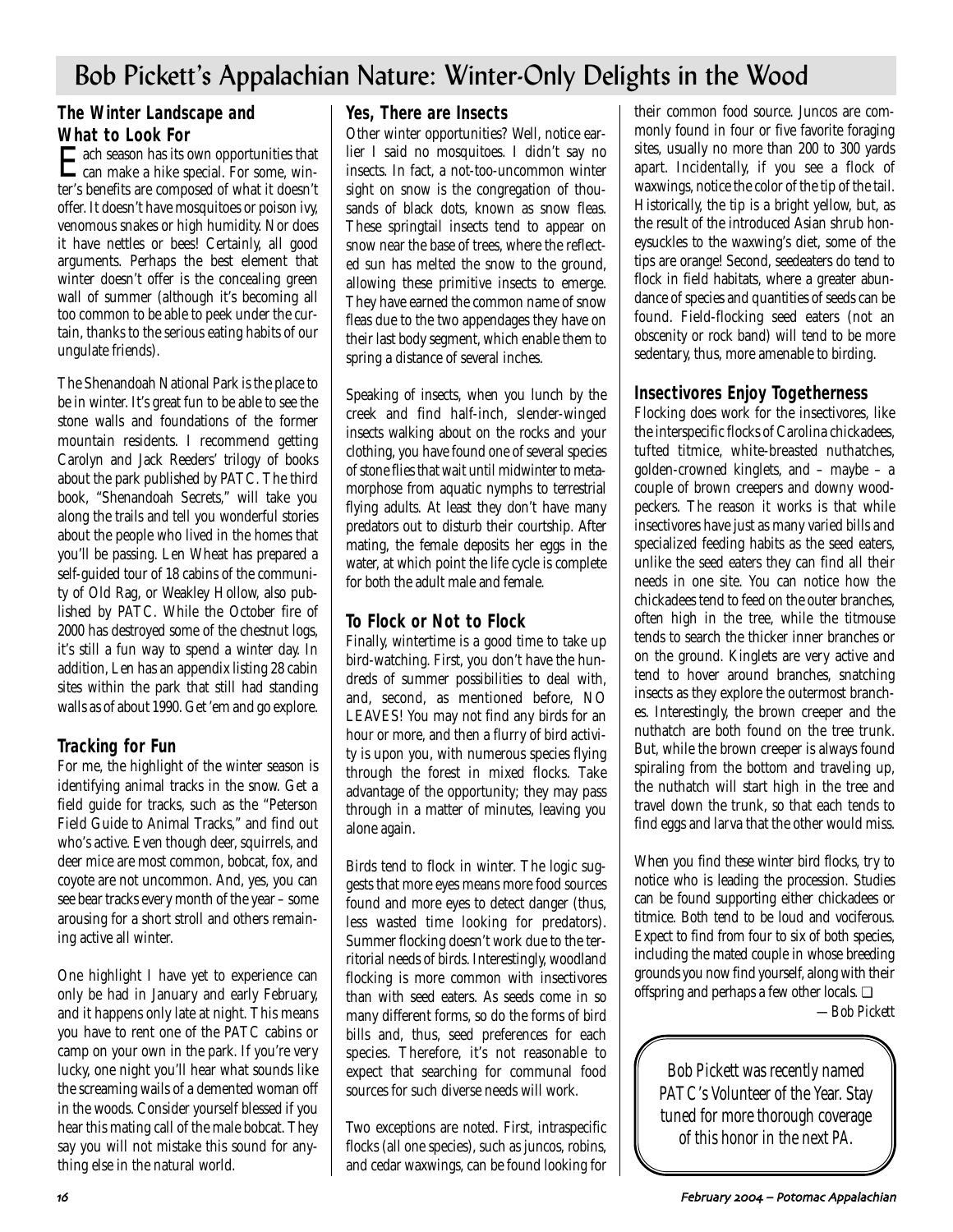# Bob Pickett's Appalachian Nature: Winter-Only Delights in the Wood

## The Winter Landscape and What to Look For

Each season has its own opportunities that can make a hike special. For some, winter's benefits are composed of what it doesn't offer. It doesn't have mosquitoes or poison ivy, venomous snakes or high humidity. Nor does it have nettles or bees! Certainly, all good arguments. Perhaps the best element that winter doesn't offer is the concealing green wall of summer (although it's becoming all too common to be able to peek under the curtain, thanks to the serious eating habits of our ungulate friends).

The Shenandoah National Park is the place to be in winter. It's great fun to be able to see the stone walls and foundations of the former mountain residents. I recommend getting Carolyn and Jack Reeders' trilogy of books about the park published by PATC. The third book, "Shenandoah Secrets," will take you along the trails and tell you wonderful stories about the people who lived in the homes that you'll be passing. Len Wheat has prepared a self-guided tour of 18 cabins of the community of Old Rag, or Weakley Hollow, also published by PATC. While the October fire of 2000 has destroyed some of the chestnut logs, it's still a fun way to spend a winter day. In addition, Len has an appendix listing 28 cabin sites within the park that still had standing walls as of about 1990. Get 'em and go explore.

## Tracking for Fun

For me, the highlight of the winter season is identifying animal tracks in the snow. Get a field guide for tracks, such as the "Peterson Field Guide to Animal Tracks," and find out who's active. Even though deer, squirrels, and deer mice are most common, bobcat, fox, and coyote are not uncommon. And, yes, you can see bear tracks every month of the year – some arousing for a short stroll and others remaining active all winter.

One highlight I have yet to experience can only be had in January and early February, and it happens only late at night. This means you have to rent one of the PATC cabins or camp on your own in the park. If you're very lucky, one night you'll hear what sounds like the screaming wails of a demented woman off in the woods. Consider yourself blessed if you hear this mating call of the male bobcat. They say you will not mistake this sound for anything else in the natural world.

## Yes, There are Insects

Other winter opportunities? Well, notice earlier I said no mosquitoes. I didn't say no insects. In fact, a not-too-uncommon winter sight on snow is the congregation of thousands of black dots, known as snow fleas. These springtail insects tend to appear on snow near the base of trees, where the reflected sun has melted the snow to the ground, allowing these primitive insects to emerge. They have earned the common name of snow fleas due to the two appendages they have on their last body segment, which enable them to spring a distance of several inches.

Speaking of insects, when you lunch by the creek and find half-inch, slender-winged insects walking about on the rocks and your clothing, you have found one of several species of stone flies that wait until midwinter to metamorphose from aquatic nymphs to terrestrial flying adults. At least they don't have many predators out to disturb their courtship. After mating, the female deposits her eggs in the water, at which point the life cycle is complete for both the adult male and female.

## To Flock or Not to Flock

Finally, wintertime is a good time to take up bird-watching. First, you don't have the hundreds of summer possibilities to deal with, and, second, as mentioned before, NO LEAVES! You may not find any birds for an hour or more, and then a flurry of bird activity is upon you, with numerous species flying through the forest in mixed flocks. Take advantage of the opportunity; they may pass through in a matter of minutes, leaving you alone again.

Birds tend to flock in winter. The logic suggests that more eyes means more food sources found and more eyes to detect danger (thus, less wasted time looking for predators). Summer flocking doesn't work due to the territorial needs of birds. Interestingly, woodland flocking is more common with insectivores than with seed eaters. As seeds come in so many different forms, so do the forms of bird bills and, thus, seed preferences for each species. Therefore, it's not reasonable to expect that searching for communal food sources for such diverse needs will work.

Two exceptions are noted. First, intraspecific flocks (all one species), such as juncos, robins, and cedar waxwings, can be found looking for their common food source. Juncos are commonly found in four or five favorite foraging sites, usually no more than 200 to 300 yards apart. Incidentally, if you see a flock of waxwings, notice the color of the tip of the tail. Historically, the tip is a bright yellow, but, as the result of the introduced Asian shrub honeysuckles to the waxwing's diet, some of the tips are orange! Second, seedeaters do tend to flock in field habitats, where a greater abundance of species and quantities of seeds can be found. Field-flocking seed eaters (not an obscenity or rock band) will tend to be more sedentary, thus, more amenable to birding.

## Insectivores Enjoy Togetherness

Flocking does work for the insectivores, like the interspecific flocks of Carolina chickadees, tufted titmice, white-breasted nuthatches, golden-crowned kinglets, and – maybe – a couple of brown creepers and downy woodpeckers. The reason it works is that while insectivores have just as many varied bills and specialized feeding habits as the seed eaters, unlike the seed eaters they can find all their needs in one site. You can notice how the chickadees tend to feed on the outer branches, often high in the tree, while the titmouse tends to search the thicker inner branches or on the ground. Kinglets are very active and tend to hover around branches, snatching insects as they explore the outermost branches. Interestingly, the brown creeper and the nuthatch are both found on the tree trunk. But, while the brown creeper is always found spiraling from the bottom and traveling up, the nuthatch will start high in the tree and travel down the trunk, so that each tends to find eggs and larva that the other would miss.

When you find these winter bird flocks, try to notice who is leading the procession. Studies can be found supporting either chickadees or titmice. Both tend to be loud and vociferous. Expect to find from four to six of both species, including the mated couple in whose breeding grounds you now find yourself, along with their offspring and perhaps a few other locals. ❑

*—Bob Pickett*

*Bob Pickett was recently named PATC's Volunteer of the Year. Stay tuned for more thorough coverage of this honor in the next PA.*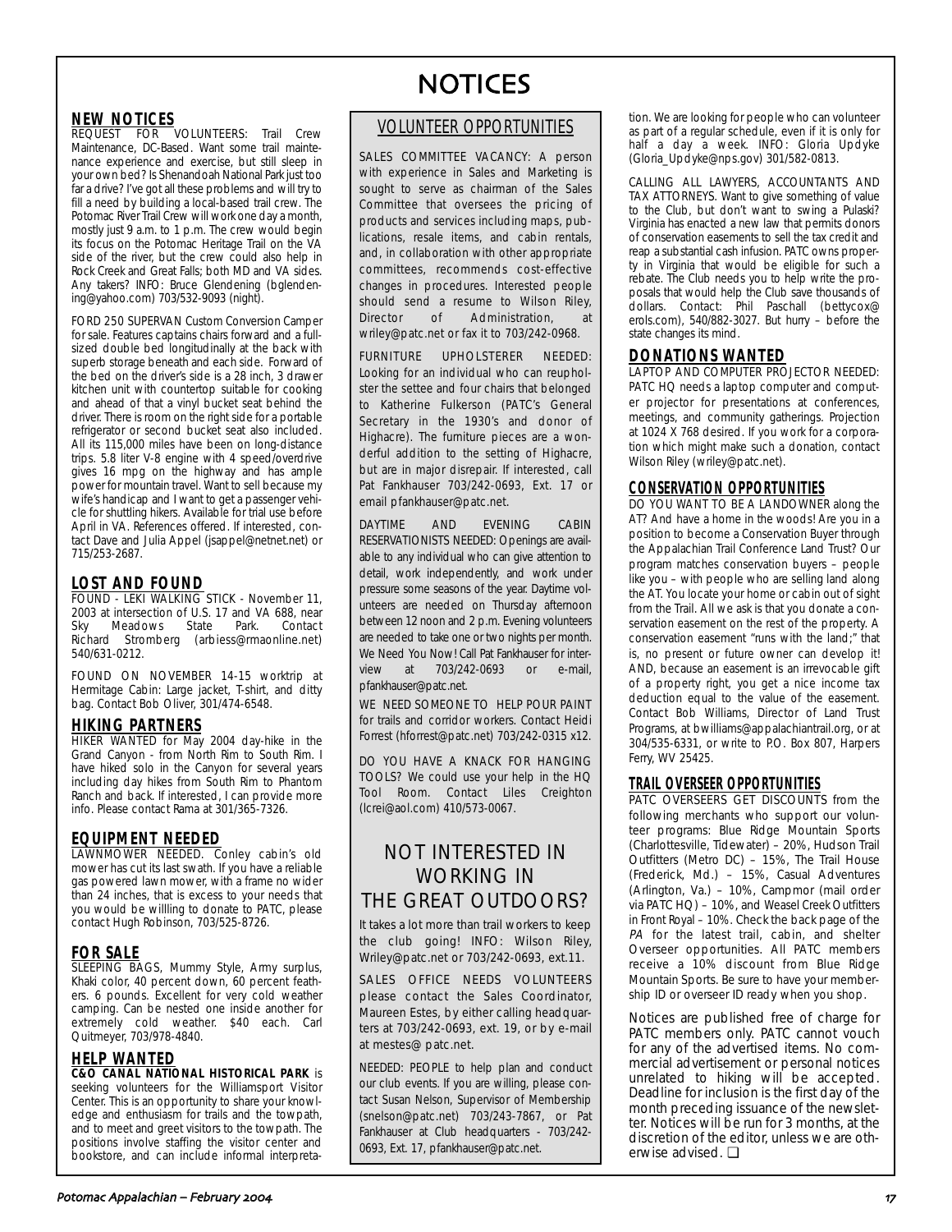# NOTICES

## NEW NOTICES

REQUEST FOR VOLUNTEERS: Trail Crew Maintenance, DC-Based. Want some trail maintenance experience and exercise, but still sleep in your own bed? Is Shenandoah National Park just too far a drive? I've got all these problems and will try to fill a need by building a local-based trail crew. The Potomac River Trail Crew will work one day a month, mostly just 9 a.m. to 1 p.m. The crew would begin its focus on the Potomac Heritage Trail on the VA side of the river, but the crew could also help in Rock Creek and Great Falls; both MD and VA sides. Any takers? INFO: Bruce Glendening (bglendening@yahoo.com) 703/532-9093 (night).

FORD 250 SUPERVAN Custom Conversion Camper for sale. Features captains chairs forward and a full-sized double bed longitudinally at the back with superb storage beneath and each side. Forward of the bed on the driver's side is a 28 inch, 3 drawer kitchen unit with countertop suitable for cooking and ahead of that a vinyl bucket seat behind the driver. There is room on the right side for a portable refrigerator or second bucket seat also included. All its 115,000 miles have been on long-distance trips. 5.8 liter V-8 engine with 4 speed/overdrive gives 16 mpg on the highway and has ample power for mountain travel. Want to sell because my wife's handicap and I want to get a passenger vehicle for shuttling hikers. Available for trial use before April in VA. References offered. If interested, contact Dave and Julia Appel (jsappel@netnet.net) or 715/253-2687.

## LOST AND FOUND

FOUND - LEKI WALKING STICK - November 11, 2003 at intersection of U.S. 17 and VA 688, near Sky Meadows State Park. Contact Richard Stromberg (arbiess@rmaonline.net) 540/631-0212.

FOUND ON NOVEMBER 14-15 worktrip at Hermitage Cabin: Large jacket, T-shirt, and ditty bag. Contact Bob Oliver, 301/474-6548.

## HIKING PARTNERS

HIKER WANTED for May 2004 day-hike in the Grand Canyon - from North Rim to South Rim. I have hiked solo in the Canyon for several years including day hikes from South Rim to Phantom Ranch and back. If interested, I can provide more info. Please contact Rama at 301/365-7326.

## EQUIPMENT NEEDED

LAWNMOWER NEEDED. Conley cabin's old mower has cut its last swath. If you have a reliable gas powered lawn mower, with a frame no wider than 24 inches, that is excess to your needs that you would be willling to donate to PATC, please contact Hugh Robinson, 703/525-8726.

## FOR SALE

SLEEPING BAGS, Mummy Style, Army surplus, Khaki color, 40 percent down, 60 percent feathers. 6 pounds. Excellent for very cold weather camping. Can be nested one inside another for extremely cold weather. $40 each. Carl Quitmeyer, 703/978-4840.

## HELP WANTED

**C&O CANAL NATIONAL HISTORICAL PARK** is seeking volunteers for the Williamsport Visitor Center. This is an opportunity to share your knowledge and enthusiasm for trails and the towpath, and to meet and greet visitors to the towpath. The positions involve staffing the visitor center and bookstore, and can include informal interpretation. We are looking for people who can volunteer as part of a regular schedule, even if it is only for half a day a week. INFO: Gloria Updyke (Gloria_Updyke@nps.gov) 301/582-0813.

CALLING ALL LAWYERS, ACCOUNTANTS AND TAX ATTORNEYS. Want to give something of value to the Club, but don't want to swing a Pulaski? Virginia has enacted a new law that permits donors of conservation easements to sell the tax credit and reap a substantial cash infusion. PATC owns property in Virginia that would be eligible for such a rebate. The Club needs you to help write the proposals that would help the Club save thousands of dollars. Contact: Phil Paschall (bettycox@erols.com), 540/882-3027. But hurry – before the state changes its mind.

## VOLUNTEER OPPORTUNITIES

SALES COMMITTEE VACANCY: A person with experience in Sales and Marketing is sought to serve as chairman of the Sales Committee that oversees the pricing of products and services including maps, publications, resale items, and cabin rentals, and, in collaboration with other appropriate committees, recommends cost-effective changes in procedures. Interested people should send a resume to Wilson Riley, Director of Administration, at wriley@patc.net or fax it to 703/242-0968.

FURNITURE UPHOLSTERER NEEDED: Looking for an individual who can reupholster the settee and four chairs that belonged to Katherine Fulkerson (PATC's General Secretary in the 1930's and donor of Highacre). The furniture pieces are a wonderful addition to the setting of Highacre, but are in major disrepair. If interested, call Pat Fankhauser 703/242-0693, Ext. 17 or email pfankhauser@patc.net.

DAYTIME AND EVENING CABIN RESERVATIONISTS NEEDED: Openings are available to any individual who can give attention to detail, work independently, and work under pressure some seasons of the year. Daytime volunteers are needed on Thursday afternoon between 12 noon and 2 p.m. Evening volunteers are needed to take one or two nights per month. We Need You Now! Call Pat Fankhauser for interview at 703/242-0693 or e-mail, pfankhauser@patc.net.

WE NEED SOMEONE TO HELP POUR PAINT for trails and corridor workers. Contact Heidi Forrest (hforrest@patc.net) 703/242-0315 x12.

DO YOU HAVE A KNACK FOR HANGING TOOLS? We could use your help in the HQ Tool Room. Contact Liles Creighton (lcrei@aol.com) 410/573-0067.

## NOT INTERESTED IN WORKING IN THE GREAT OUTDOORS?

It takes a lot more than trail workers to keep the club going! INFO: Wilson Riley, Wriley@patc.net or 703/242-0693, ext.11.

SALES OFFICE NEEDS VOLUNTEERS please contact the Sales Coordinator, Maureen Estes, by either calling headquarters at 703/242-0693, ext. 19, or by e-mail at mestes@ patc.net.

NEEDED: PEOPLE to help plan and conduct our club events. If you are willing, please contact Susan Nelson, Supervisor of Membership (snelson@patc.net) 703/243-7867, or Pat Fankhauser at Club headquarters - 703/242-0693, Ext. 17, pfankhauser@patc.net.

## DONATIONS WANTED

LAPTOP AND COMPUTER PROJECTOR NEEDED: PATC HQ needs a laptop computer and computer projector for presentations at conferences, meetings, and community gatherings. Projection at 1024 X 768 desired. If you work for a corporation which might make such a donation, contact Wilson Riley (wriley@patc.net).

## CONSERVATION OPPORTUNITIES

DO YOU WANT TO BE A LANDOWNER along the AT? And have a home in the woods! Are you in a position to become a Conservation Buyer through the Appalachian Trail Conference Land Trust? Our program matches conservation buyers – people like you – with people who are selling land along the AT. You locate your home or cabin out of sight from the Trail. All we ask is that you donate a conservation easement on the rest of the property. A conservation easement "runs with the land;" that is, no present or future owner can develop it! AND, because an easement is an irrevocable gift of a property right, you get a nice income tax deduction equal to the value of the easement. Contact Bob Williams, Director of Land Trust Programs, at bwilliams@appalachiantrail.org, or at 304/535-6331, or write to P.O. Box 807, Harpers Ferry, WV 25425.

## TRAIL OVERSEER OPPORTUNITIES

PATC OVERSEERS GET DISCOUNTS from the following merchants who support our volunteer programs: Blue Ridge Mountain Sports (Charlottesville, Tidewater) – 20%, Hudson Trail Outfitters (Metro DC) – 15%, The Trail House (Frederick, Md.) – 15%, Casual Adventures (Arlington, Va.) – 10%, Campmor (mail order via PATC HQ) – 10%, and Weasel Creek Outfitters in Front Royal – 10%. Check the back page of the *PA* for the latest trail, cabin, and shelter Overseer opportunities. All PATC members receive a 10% discount from Blue Ridge Mountain Sports. Be sure to have your membership ID or overseer ID ready when you shop.

Notices are published free of charge for PATC members only. PATC cannot vouch for any of the advertised items. No commercial advertisement or personal notices unrelated to hiking will be accepted. Deadline for inclusion is the first day of the month preceding issuance of the newsletter. Notices will be run for 3 months, at the discretion of the editor, unless we are otherwise advised. ❑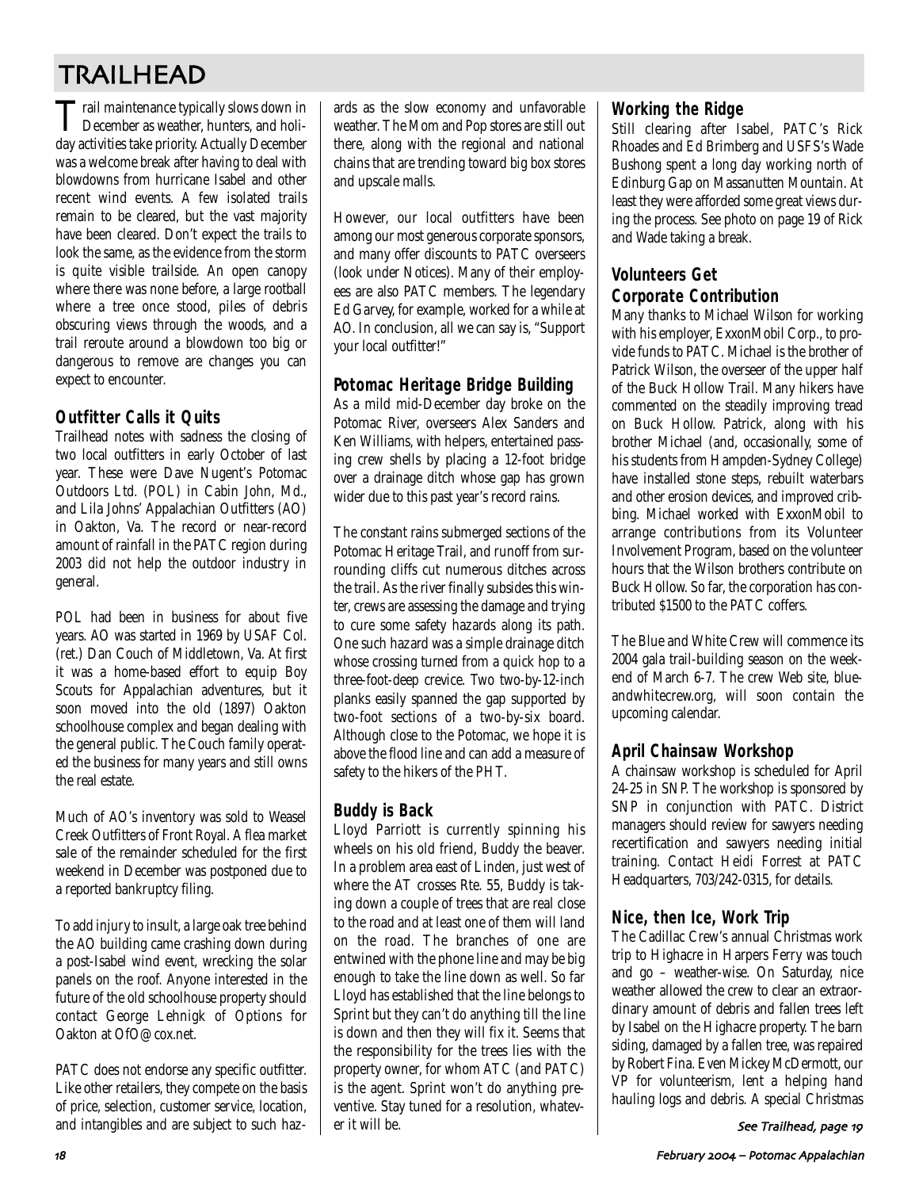# TRAILHEAD

Trail maintenance typically slows down in December as weather, hunters, and holiday activities take priority. Actually December was a welcome break after having to deal with blowdowns from hurricane Isabel and other recent wind events. A few isolated trails remain to be cleared, but the vast majority have been cleared. Don't expect the trails to look the same, as the evidence from the storm is quite visible trailside. An open canopy where there was none before, a large rootball where a tree once stood, piles of debris obscuring views through the woods, and a trail reroute around a blowdown too big or dangerous to remove are changes you can expect to encounter.

## Outfitter Calls it Quits

Trailhead notes with sadness the closing of two local outfitters in early October of last year. These were Dave Nugent's Potomac Outdoors Ltd. (POL) in Cabin John, Md., and Lila Johns' Appalachian Outfitters (AO) in Oakton, Va. The record or near-record amount of rainfall in the PATC region during 2003 did not help the outdoor industry in general.

POL had been in business for about five years. AO was started in 1969 by USAF Col. (ret.) Dan Couch of Middletown, Va. At first it was a home-based effort to equip Boy Scouts for Appalachian adventures, but it soon moved into the old (1897) Oakton schoolhouse complex and began dealing with the general public. The Couch family operated the business for many years and still owns the real estate.

Much of AO's inventory was sold to Weasel Creek Outfitters of Front Royal. A flea market sale of the remainder scheduled for the first weekend in December was postponed due to a reported bankruptcy filing.

To add injury to insult, a large oak tree behind the AO building came crashing down during a post-Isabel wind event, wrecking the solar panels on the roof. Anyone interested in the future of the old schoolhouse property should contact George Lehnigk of Options for Oakton at OfO@cox.net.

PATC does not endorse any specific outfitter. Like other retailers, they compete on the basis of price, selection, customer service, location, and intangibles and are subject to such hazards as the slow economy and unfavorable weather. The Mom and Pop stores are still out there, along with the regional and national chains that are trending toward big box stores and upscale malls.

However, our local outfitters have been among our most generous corporate sponsors, and many offer discounts to PATC overseers (look under Notices). Many of their employees are also PATC members. The legendary Ed Garvey, for example, worked for a while at AO. In conclusion, all we can say is, "Support your local outfitter!"

## Potomac Heritage Bridge Building

As a mild mid-December day broke on the Potomac River, overseers Alex Sanders and Ken Williams, with helpers, entertained passing crew shells by placing a 12-foot bridge over a drainage ditch whose gap has grown wider due to this past year's record rains.

The constant rains submerged sections of the Potomac Heritage Trail, and runoff from surrounding cliffs cut numerous ditches across the trail. As the river finally subsides this winter, crews are assessing the damage and trying to cure some safety hazards along its path. One such hazard was a simple drainage ditch whose crossing turned from a quick hop to a three-foot-deep crevice. Two two-by-12-inch planks easily spanned the gap supported by two-foot sections of a two-by-six board. Although close to the Potomac, we hope it is above the flood line and can add a measure of safety to the hikers of the PHT.

## Buddy is Back

Lloyd Parriott is currently spinning his wheels on his old friend, Buddy the beaver. In a problem area east of Linden, just west of where the AT crosses Rte. 55, Buddy is taking down a couple of trees that are real close to the road and at least one of them will land on the road. The branches of one are entwined with the phone line and may be big enough to take the line down as well. So far Lloyd has established that the line belongs to Sprint but they can't do anything till the line is down and then they will fix it. Seems that the responsibility for the trees lies with the property owner, for whom ATC (and PATC) is the agent. Sprint won't do anything preventive. Stay tuned for a resolution, whatever it will be.

## Working the Ridge

Still clearing after Isabel, PATC's Rick Rhoades and Ed Brimberg and USFS's Wade Bushong spent a long day working north of Edinburg Gap on Massanutten Mountain. At least they were afforded some great views during the process. See photo on page 19 of Rick and Wade taking a break.

## Volunteers Get Corporate Contribution

Many thanks to Michael Wilson for working with his employer, ExxonMobil Corp., to provide funds to PATC. Michael is the brother of Patrick Wilson, the overseer of the upper half of the Buck Hollow Trail. Many hikers have commented on the steadily improving tread on Buck Hollow. Patrick, along with his brother Michael (and, occasionally, some of his students from Hampden-Sydney College) have installed stone steps, rebuilt waterbars and other erosion devices, and improved cribbing. Michael worked with ExxonMobil to arrange contributions from its Volunteer Involvement Program, based on the volunteer hours that the Wilson brothers contribute on Buck Hollow. So far, the corporation has contributed $1500 to the PATC coffers.

The Blue and White Crew will commence its 2004 gala trail-building season on the weekend of March 6-7. The crew Web site, blueandwhitecrew.org, will soon contain the upcoming calendar.

## April Chainsaw Workshop

A chainsaw workshop is scheduled for April 24-25 in SNP. The workshop is sponsored by SNP in conjunction with PATC. District managers should review for sawyers needing recertification and sawyers needing initial training. Contact Heidi Forrest at PATC Headquarters, 703/242-0315, for details.

## Nice, then Ice, Work Trip

The Cadillac Crew's annual Christmas work trip to Highacre in Harpers Ferry was touch and go – weather-wise. On Saturday, nice weather allowed the crew to clear an extraordinary amount of debris and fallen trees left by Isabel on the Highacre property. The barn siding, damaged by a fallen tree, was repaired by Robert Fina. Even Mickey McDermott, our VP for volunteerism, lent a helping hand hauling logs and debris. A special Christmas

*See Trailhead, page 19*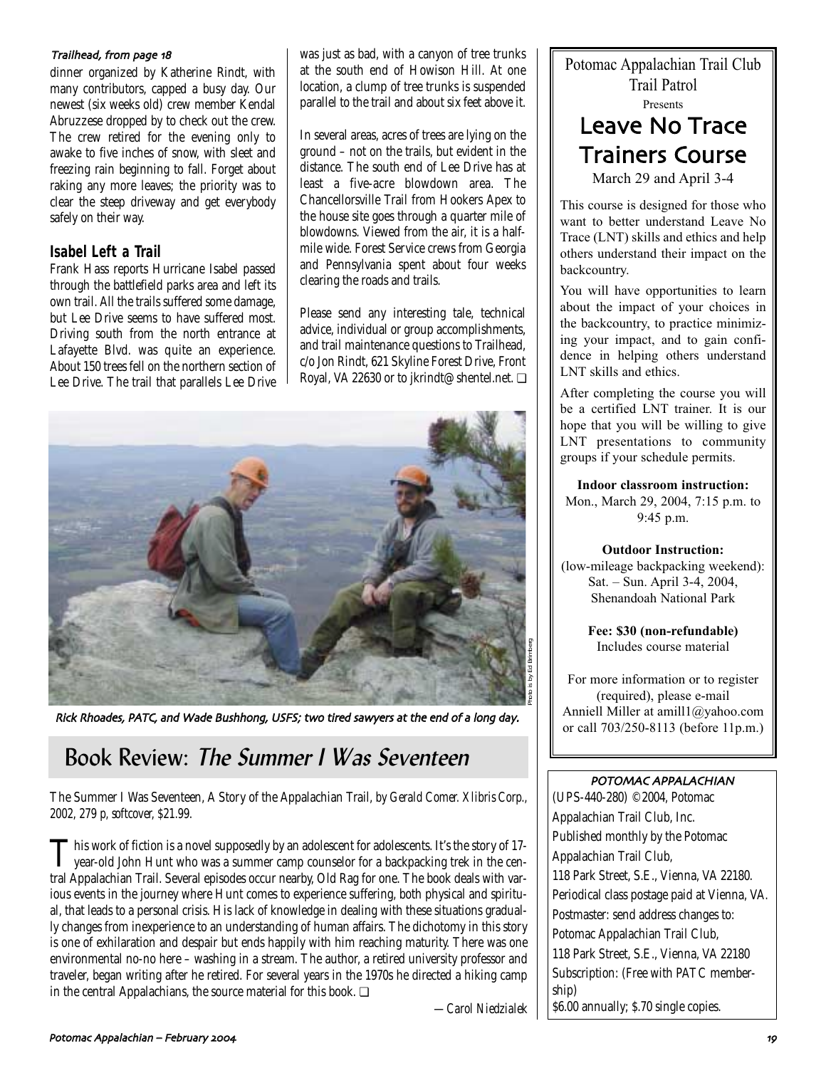*Trailhead, from page 18*

dinner organized by Katherine Rindt, with many contributors, capped a busy day. Our newest (six weeks old) crew member Kendal Abruzzese dropped by to check out the crew. The crew retired for the evening only to awake to five inches of snow, with sleet and freezing rain beginning to fall. Forget about raking any more leaves; the priority was to clear the steep driveway and get everybody safely on their way.

### Isabel Left a Trail

Frank Hass reports Hurricane Isabel passed through the battlefield parks area and left its own trail. All the trails suffered some damage, but Lee Drive seems to have suffered most. Driving south from the north entrance at Lafayette Blvd. was quite an experience. About 150 trees fell on the northern section of Lee Drive. The trail that parallels Lee Drive was just as bad, with a canyon of tree trunks at the south end of Howison Hill. At one location, a clump of tree trunks is suspended parallel to the trail and about six feet above it.

In several areas, acres of trees are lying on the ground – not on the trails, but evident in the distance. The south end of Lee Drive has at least a five-acre blowdown area. The Chancellorsville Trail from Hookers Apex to the house site goes through a quarter mile of blowdowns. Viewed from the air, it is a half-mile wide. Forest Service crews from Georgia and Pennsylvania spent about four weeks clearing the roads and trails.

Please send any interesting tale, technical advice, individual or group accomplishments, and trail maintenance questions to Trailhead, c/o Jon Rindt, 621 Skyline Forest Drive, Front Royal, VA 22630 or to jkrindt@shentel.net. ❑

Photo is by Ed Brimberg

*Rick Rhoades, PATC, and Wade Bushhong, USFS; two tired sawyers at the end of a long day.*

## Book Review: *The Summer I Was Seventeen*

*The Summer I Was Seventeen, A Story of the Appalachian Trail*, by Gerald Comer. Xlibris Corp., 2002, 279 p, softcover, $21.99.

This work of fiction is a novel supposedly by an adolescent for adolescents. It's the story of 17-year-old John Hunt who was a summer camp counselor for a backpacking trek in the central Appalachian Trail. Several episodes occur nearby, Old Rag for one. The book deals with various events in the journey where Hunt comes to experience suffering, both physical and spiritual, that leads to a personal crisis. His lack of knowledge in dealing with these situations gradually changes from inexperience to an understanding of human affairs. The dichotomy in this story is one of exhilaration and despair but ends happily with him reaching maturity. There was one environmental no-no here – washing in a stream. The author, a retired university professor and traveler, began writing after he retired. For several years in the 1970s he directed a hiking camp in the central Appalachians, the source material for this book. ❑

—Carol Niedzialek

---

Potomac Appalachian Trail Club
Trail Patrol
Presents

## Leave No Trace Trainers Course

March 29 and April 3-4

This course is designed for those who want to better understand Leave No Trace (LNT) skills and ethics and help others understand their impact on the backcountry.

You will have opportunities to learn about the impact of your choices in the backcountry, to practice minimizing your impact, and to gain confidence in helping others understand LNT skills and ethics.

After completing the course you will be a certified LNT trainer. It is our hope that you will be willing to give LNT presentations to community groups if your schedule permits.

**Indoor classroom instruction:**
Mon., March 29, 2004, 7:15 p.m. to 9:45 p.m.

**Outdoor Instruction:**
(low-mileage backpacking weekend):
Sat. – Sun. April 3-4, 2004,
Shenandoah National Park

**Fee: $30 (non-refundable)**
Includes course material

For more information or to register (required), please e-mail Anniell Miller at amill1@yahoo.com or call 703/250-8113 (before 11p.m.)

---

**POTOMAC APPALACHIAN**

(UPS-440-280) ©2004, Potomac Appalachian Trail Club, Inc.
Published monthly by the Potomac Appalachian Trail Club,
118 Park Street, S.E., Vienna, VA 22180.
Periodical class postage paid at Vienna, VA.
Postmaster: send address changes to:
Potomac Appalachian Trail Club,
118 Park Street, S.E., Vienna, VA 22180
Subscription: (Free with PATC membership)
$6.00 annually; $.70 single copies.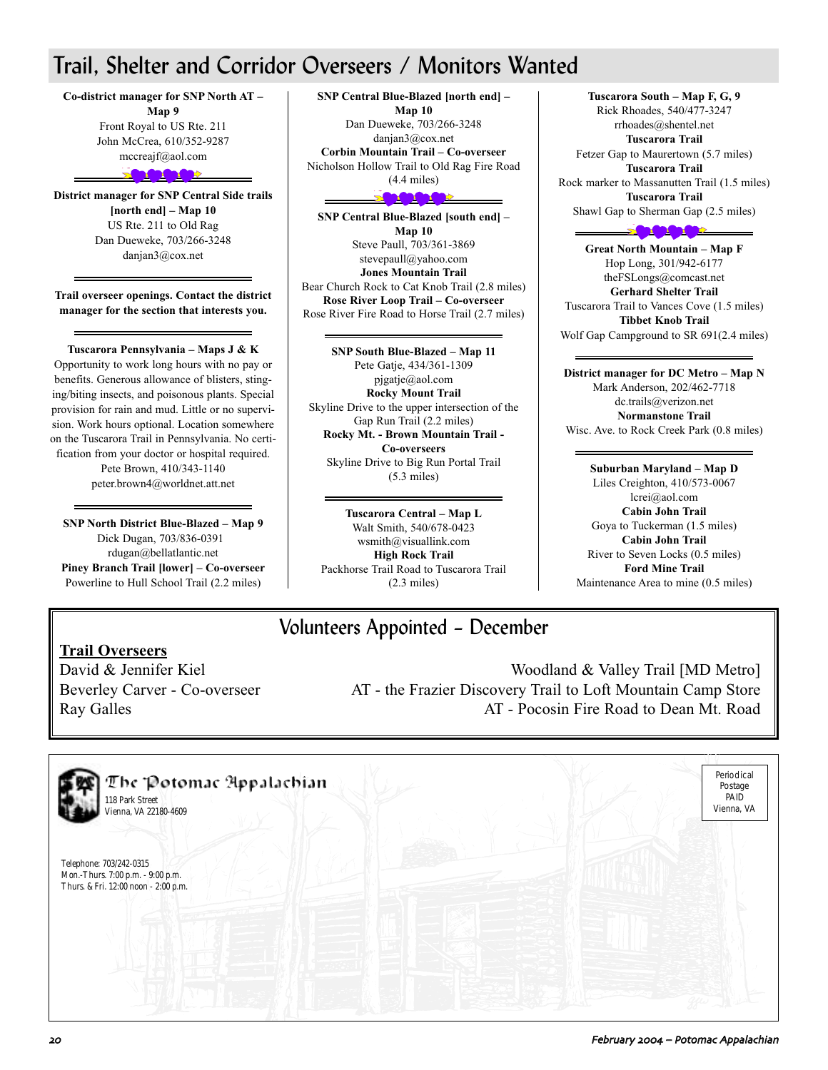# Trail, Shelter and Corridor Overseers / Monitors Wanted

**Co-district manager for SNP North AT – Map 9**
Front Royal to US Rte. 211
John McCrea, 610/352-9287
mccreajf@aol.com

**District manager for SNP Central Side trails [north end] – Map 10**
US Rte. 211 to Old Rag
Dan Dueweke, 703/266-3248
danjan3@cox.net

**Trail overseer openings. Contact the district manager for the section that interests you.**

**Tuscarora Pennsylvania – Maps J & K**
Opportunity to work long hours with no pay or benefits. Generous allowance of blisters, stinging/biting insects, and poisonous plants. Special provision for rain and mud. Little or no supervision. Work hours optional. Location somewhere on the Tuscarora Trail in Pennsylvania. No certification from your doctor or hospital required.
Pete Brown, 410/343-1140
peter.brown4@worldnet.att.net

**SNP North District Blue-Blazed – Map 9**
Dick Dugan, 703/836-0391
rdugan@bellatlantic.net
**Piney Branch Trail [lower] – Co-overseer**
Powerline to Hull School Trail (2.2 miles)

**SNP Central Blue-Blazed [north end] – Map 10**
Dan Dueweke, 703/266-3248
danjan3@cox.net
**Corbin Mountain Trail – Co-overseer**
Nicholson Hollow Trail to Old Rag Fire Road (4.4 miles)

**SNP Central Blue-Blazed [south end] – Map 10**
Steve Paull, 703/361-3869
stevepaull@yahoo.com
**Jones Mountain Trail**
Bear Church Rock to Cat Knob Trail (2.8 miles)
**Rose River Loop Trail – Co-overseer**
Rose River Fire Road to Horse Trail (2.7 miles)

**SNP South Blue-Blazed – Map 11**
Pete Gatje, 434/361-1309
pjgatje@aol.com
**Rocky Mount Trail**
Skyline Drive to the upper intersection of the Gap Run Trail (2.2 miles)
**Rocky Mt. - Brown Mountain Trail - Co-overseers**
Skyline Drive to Big Run Portal Trail (5.3 miles)

**Tuscarora Central – Map L**
Walt Smith, 540/678-0423
wsmith@visuallink.com
**High Rock Trail**
Packhorse Trail Road to Tuscarora Trail (2.3 miles)

**Tuscarora South – Map F, G, 9**
Rick Rhoades, 540/477-3247
rrhoades@shentel.net
**Tuscarora Trail**
Fetzer Gap to Maurertown (5.7 miles)
**Tuscarora Trail**
Rock marker to Massanutten Trail (1.5 miles)
**Tuscarora Trail**
Shawl Gap to Sherman Gap (2.5 miles)

**Great North Mountain – Map F**
Hop Long, 301/942-6177
theFSLongs@comcast.net
**Gerhard Shelter Trail**
Tuscarora Trail to Vances Cove (1.5 miles)
**Tibbet Knob Trail**
Wolf Gap Campground to SR 691(2.4 miles)

**District manager for DC Metro – Map N**
Mark Anderson, 202/462-7718
dc.trails@verizon.net
**Normanstone Trail**
Wisc. Ave. to Rock Creek Park (0.8 miles)

**Suburban Maryland – Map D**
Liles Creighton, 410/573-0067
lcrei@aol.com
**Cabin John Trail**
Goya to Tuckerman (1.5 miles)
**Cabin John Trail**
River to Seven Locks (0.5 miles)
**Ford Mine Trail**
Maintenance Area to mine (0.5 miles)

## Volunteers Appointed - December

**Trail Overseers**

| | |
|---|---|
| David & Jennifer Kiel | Woodland & Valley Trail [MD Metro] |
| Beverley Carver - Co-overseer | AT - the Frazier Discovery Trail to Loft Mountain Camp Store |
| Ray Galles | AT - Pocosin Fire Road to Dean Mt. Road |

The Potomac Appalachian
118 Park Street
Vienna, VA 22180-4609

Telephone: 703/242-0315
Mon.-Thurs. 7:00 p.m. - 9:00 p.m.
Thurs. & Fri. 12:00 noon - 2:00 p.m.

Periodical Postage PAID Vienna, VA